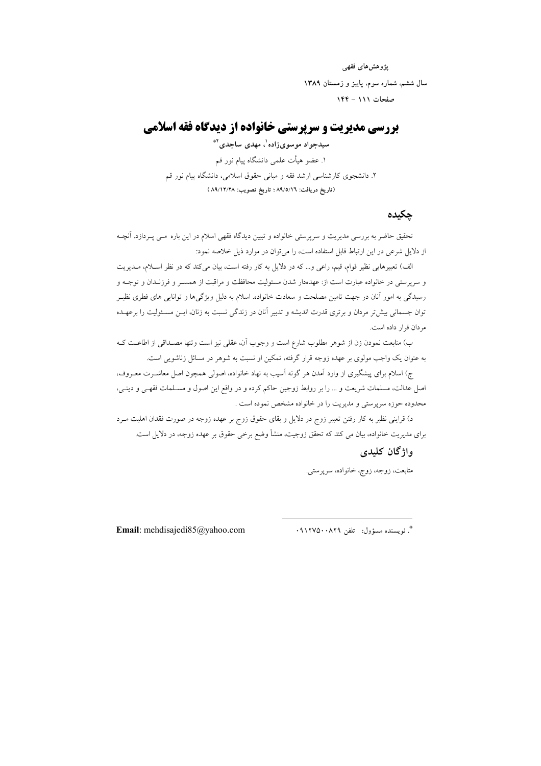پژوهش‌های فقهی

سال ششم، شماره سوم، پاییز و زمستان ۱۳۸۹

صفحات ۱۱۱ – ۱۴۴

# بررسی مدیریت و سرپرستی خانواده از دیدگاه فقه اسلامی

**سیدجواد موسوی‌زاده[1]، مهدی ساجدی[2*]**

۱. عضو هیأت علمی دانشگاه پیام نور قم

۲. دانشجوی کارشناسی ارشد فقه و مبانی حقوق اسلامی، دانشگاه پیام نور قم

**(تاریخ دریافت: ۸۹/۵/۱۶ ؛ تاریخ تصویب: ۸۹/۱۲/۲۸ )**

## چکیده

تحقیق حاضر به بررسی مدیریت و سرپرستی خانواده و تبیین دیدگاه فقهی اسلام در این باره می پردازد. آنچه از دلایل شرعی در این ارتباط قابل استفاده است، را می‌توان در موارد ذیل خلاصه نمود:

الف) تعبیرهایی نظیر قوام، قیم، راعی و... که در دلایل به کار رفته است، بیان می‌کند که در نظر اسلام، مدیریت و سرپرستی در خانواده عبارت است از: عهده‌دار شدن مسئولیت محافظت و مراقبت از همسر و فرزندان و توجه و رسیدگی به امور آنان در جهت تامین مصلحت و سعادت خانواده. اسلام به دلیل ویژگی‌ها و توانایی های فطری نظیر توان جسمانی بیش‌تر مردان و برتری قدرت اندیشه و تدبیر آنان در زندگی نسبت به زنان، این مسئولیت را برعهده مردان قرار داده است.

ب) متابعت نمودن زن از شوهر مطلوب شارع است و وجوب آن، عقلی نیز است وتنها مصداقی از اطاعت که به عنوان یک واجب مولوی بر عهده زوجه قرار گرفته، تمکین او نسبت به شوهر در مسائل زناشویی است.

ج) اسلام برای پیشگیری از وارد آمدن هر گونه آسیب به نهاد خانواده، اصولی همچون اصل معاشرت معروف، اصل عدالت، مسلمات شریعت و ... را بر روابط زوجین حاکم کرده و در واقع این اصول و مسلمات فقهی و دینی، محدوده حوزه سرپرستی و مدیریت را در خانواده مشخص نموده است .

د) قراینی نظیر به کار رفتن تعبیر زوج در دلایل و بقای حقوق زوج بر عهده زوجه در صورت فقدان اهلیت مرد برای مدیریت خانواده، بیان می کند که تحقق زوجیت، منشأ وضع برخی حقوق بر عهده زوجه، در دلایل است.

## واژگان کلیدی

متابعت، زوجه، زوج، خانواده، سرپرستی.

---

*. نویسنده مسؤول: تلفن ۰۹۱۲۷۵۰۰۸۲۹

**Email**: mehdisajedi85@yahoo.com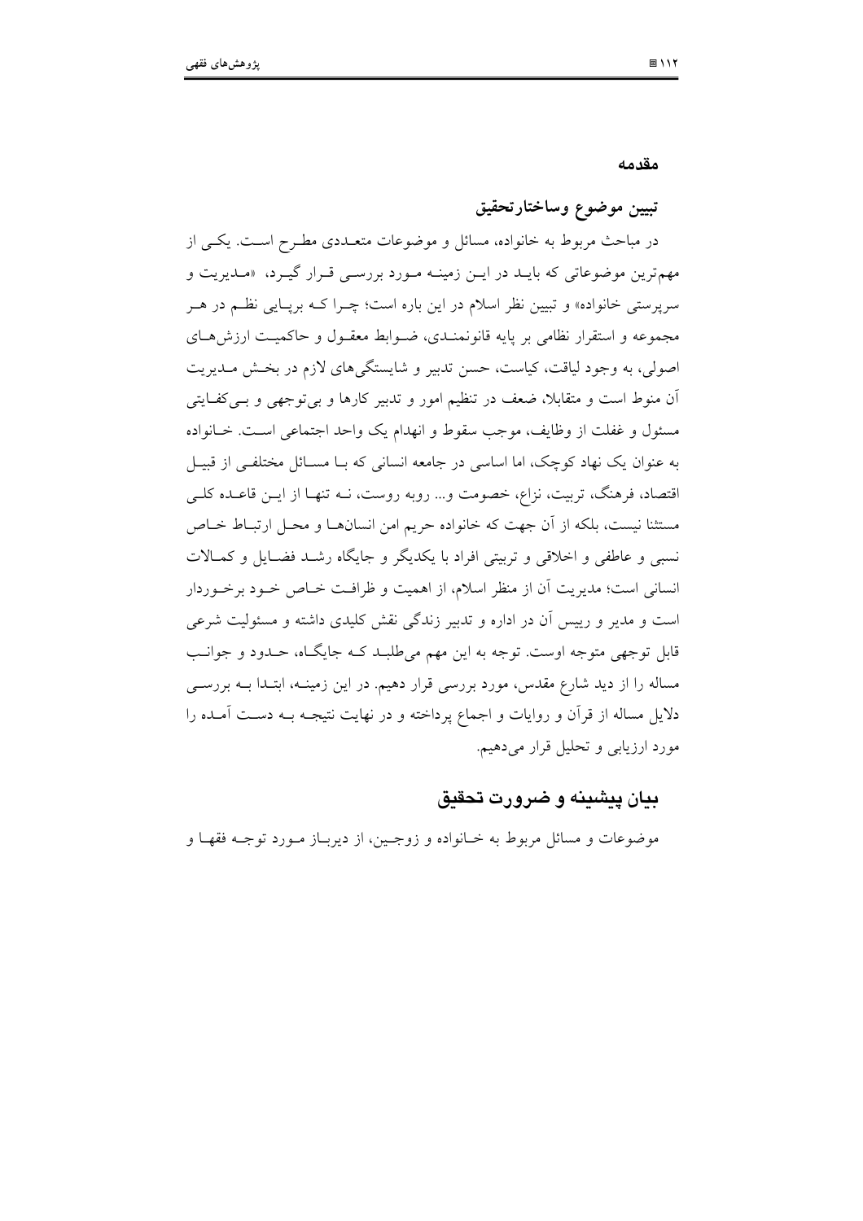## مقدمه

### تبیین موضوع وساختارتحقیق

در مباحث مربوط به خانواده، مسائل و موضوعات متعددی مطرح است. یکی از مهم‌ترین موضوعاتی که باید در این زمینه مورد بررسی قرار گیرد، «مدیریت و سرپرستی خانواده» و تبیین نظر اسلام در این باره است؛ چرا که برپایی نظم در هر مجموعه و استقرار نظامی بر پایه قانونمندی، ضوابط معقول و حاکمیت ارزش‌های اصولی، به وجود لیاقت، کیاست، حسن تدبیر و شایستگی‌های لازم در بخش مدیریت آن منوط است و متقابلا، ضعف در تنظیم امور و تدبیر کارها و بی‌توجهی و بی‌کفایتی مسئول و غفلت از وظایف، موجب سقوط و انهدام یک واحد اجتماعی است. خانواده به عنوان یک نهاد کوچک، اما اساسی در جامعه انسانی که با مسائل مختلفی از قبیل اقتصاد، فرهنگ، تربیت، نزاع، خصومت و... روبه روست، نه تنها از این قاعده کلی مستثنا نیست، بلکه از آن جهت که خانواده حریم امن انسان‌ها و محل ارتباط خاص نسبی و عاطفی و اخلاقی و تربیتی افراد با یکدیگر و جایگاه رشد فضایل و کمالات انسانی است؛ مدیریت آن از منظر اسلام، از اهمیت و ظرافت خاص خود برخوردار است و مدیر و رییس آن در اداره و تدبیر زندگی نقش کلیدی داشته و مسئولیت شرعی قابل توجهی متوجه اوست. توجه به این مهم می‌طلبد که جایگاه، حدود و جوانب مساله را از دید شارع مقدس، مورد بررسی قرار دهیم. در این زمینه، ابتدا به بررسی دلایل مساله از قرآن و روایات و اجماع پرداخته و در نهایت نتیجه به دست آمده را مورد ارزیابی و تحلیل قرار می‌دهیم.

### بیان پیشینه و ضرورت تحقیق

موضوعات و مسائل مربوط به خانواده و زوجین، از دیرباز مورد توجه فقها و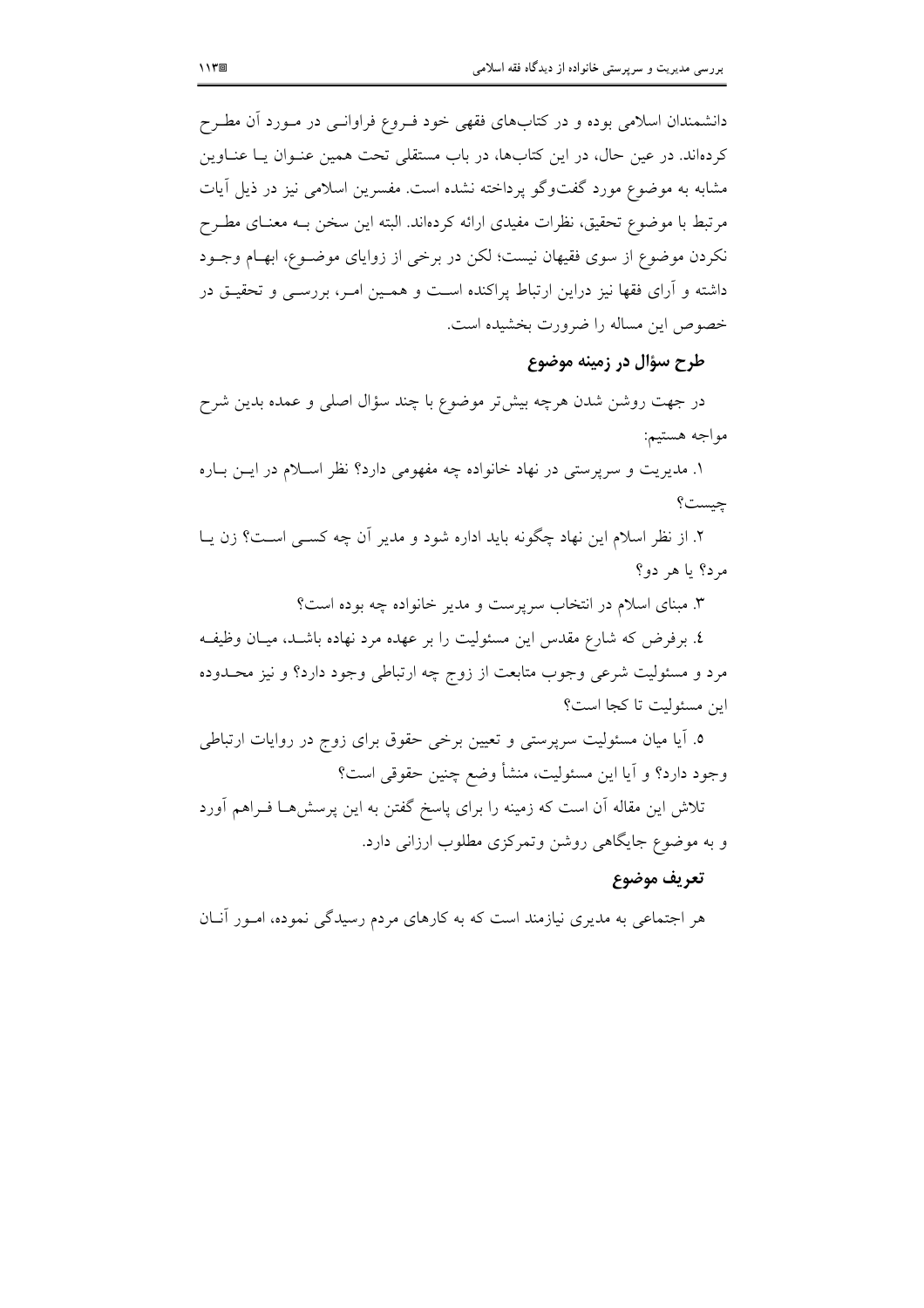دانشمندان اسلامی بوده و در کتاب‌های فقهی خود فروع فراوانی در مورد آن مطرح کرده‌اند. در عین حال، در این کتاب‌ها، در باب مستقلی تحت همین عنوان یا عناوین مشابه به موضوع مورد گفت‌وگو پرداخته نشده است. مفسرین اسلامی نیز در ذیل آیات مرتبط با موضوع تحقیق، نظرات مفیدی ارائه کرده‌اند. البته این سخن به معنای مطرح نکردن موضوع از سوی فقیهان نیست؛ لکن در برخی از زوایای موضوع، ابهام وجود داشته و آرای فقها نیز دراین ارتباط پراکنده است و همین امر، بررسی و تحقیق در خصوص این مساله را ضرورت بخشیده است.

## طرح سؤال در زمینه موضوع

در جهت روشن شدن هرچه بیش‌تر موضوع با چند سؤال اصلی و عمده بدین شرح مواجه هستیم:

۱. مدیریت و سرپرستی در نهاد خانواده چه مفهومی دارد؟ نظر اسلام در این باره چیست؟

۲. از نظر اسلام این نهاد چگونه باید اداره شود و مدیر آن چه کسی است؟ زن یا مرد؟ یا هر دو؟

۳. مبنای اسلام در انتخاب سرپرست و مدیر خانواده چه بوده است؟

٤. برفرض که شارع مقدس این مسئولیت را بر عهده مرد نهاده باشد، میان وظیفه مرد و مسئولیت شرعی وجوب متابعت از زوج چه ارتباطی وجود دارد؟ و نیز محدوده این مسئولیت تا کجا است؟

٥. آیا میان مسئولیت سرپرستی و تعیین برخی حقوق برای زوج در روایات ارتباطی وجود دارد؟ و آیا این مسئولیت، منشأ وضع چنین حقوقی است؟

تلاش این مقاله آن است که زمینه را برای پاسخ گفتن به این پرسش‌ها فراهم آورد و به موضوع جایگاهی روشن وتمرکزی مطلوب ارزانی دارد.

## تعریف موضوع

هر اجتماعی به مدیری نیازمند است که به کارهای مردم رسیدگی نموده، امور آنان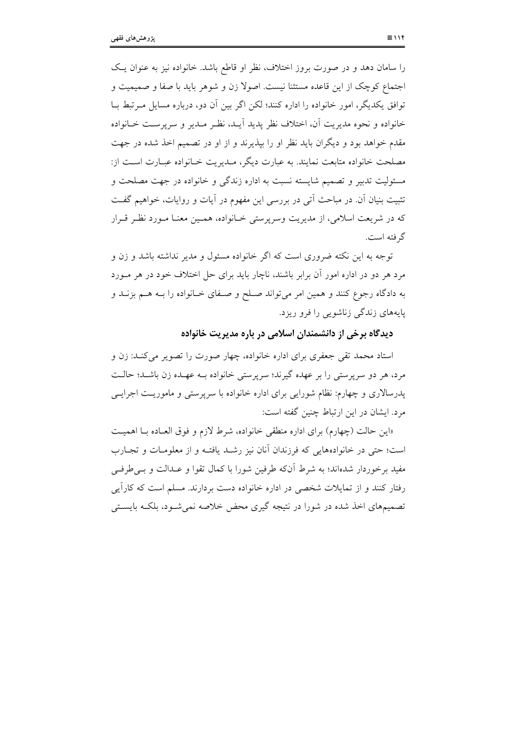را سامان دهد و در صورت بروز اختلاف، نظر او قاطع باشد. خانواده نیز به عنوان یک اجتماع کوچک از این قاعده مستثنا نیست. اصولا زن و شوهر باید با صفا و صمیمیت و توافق یکدیگر، امور خانواده را اداره کنند؛ لکن اگر بین آن دو، درباره مسایل مرتبط با خانواده و نحوه مدیریت آن، اختلاف نظر پدید آید، نظر مدیر و سرپرست خانواده مقدم خواهد بود و دیگران باید نظر او را بپذیرند و از او در تصمیم اخذ شده در جهت مصلحت خانواده متابعت نمایند. به عبارت دیگر، مدیریت خانواده عبارت است از: مسئولیت تدبیر و تصمیم شایسته نسبت به اداره زندگی و خانواده در جهت مصلحت و تثبیت بنیان آن. در مباحث آتی در بررسی این مفهوم در آیات و روایات، خواهیم گفت که در شریعت اسلامی، از مدیریت وسرپرستی خانواده، همین معنا مورد نظر قرار گرفته است.

توجه به این نکته ضروری است که اگر خانواده مسئول و مدیر نداشته باشد و زن و مرد هر دو در اداره امور آن برابر باشند، ناچار باید برای حل اختلاف خود در هر مورد به دادگاه رجوع کنند و همین امر می‌تواند صلح و صفای خانواده را بـه هم بزند و پایه‌های زندگی زناشویی را فرو ریزد.

### دیدگاه برخی از دانشمندان اسلامی در باره مدیریت خانواده

استاد محمد تقی جعفری برای اداره خانواده، چهار صورت را تصویر می‌کند: زن و مرد، هر دو سرپرستی را بر عهده گیرند؛ سرپرستی خانواده بـه عهـده زن باشـد؛ حالت پدرسالاری و چهارم: نظام شورایی برای اداره خانواده با سرپرستی و ماموریت اجرایی مرد. ایشان در این ارتباط چنین گفته است:

«این حالت (چهارم) برای اداره منطقی خانواده، شرط لازم و فوق العاده بـا اهمیت است؛ حتی در خانواده‌هایی که فرزندان آنان نیز رشد یافته و از معلومات و تجارب مفید برخوردار شده‌اند؛ به شرط آنکه طرفین شورا با کمال تقوا و عدالت و بی‌طرفی رفتار کنند و از تمایلات شخصی در اداره خانواده دست بردارند. مسلم است که کارآیی تصمیم‌های اخذ شده در شورا در نتیجه گیری محض خلاصه نمی‌شود، بلکه بایستی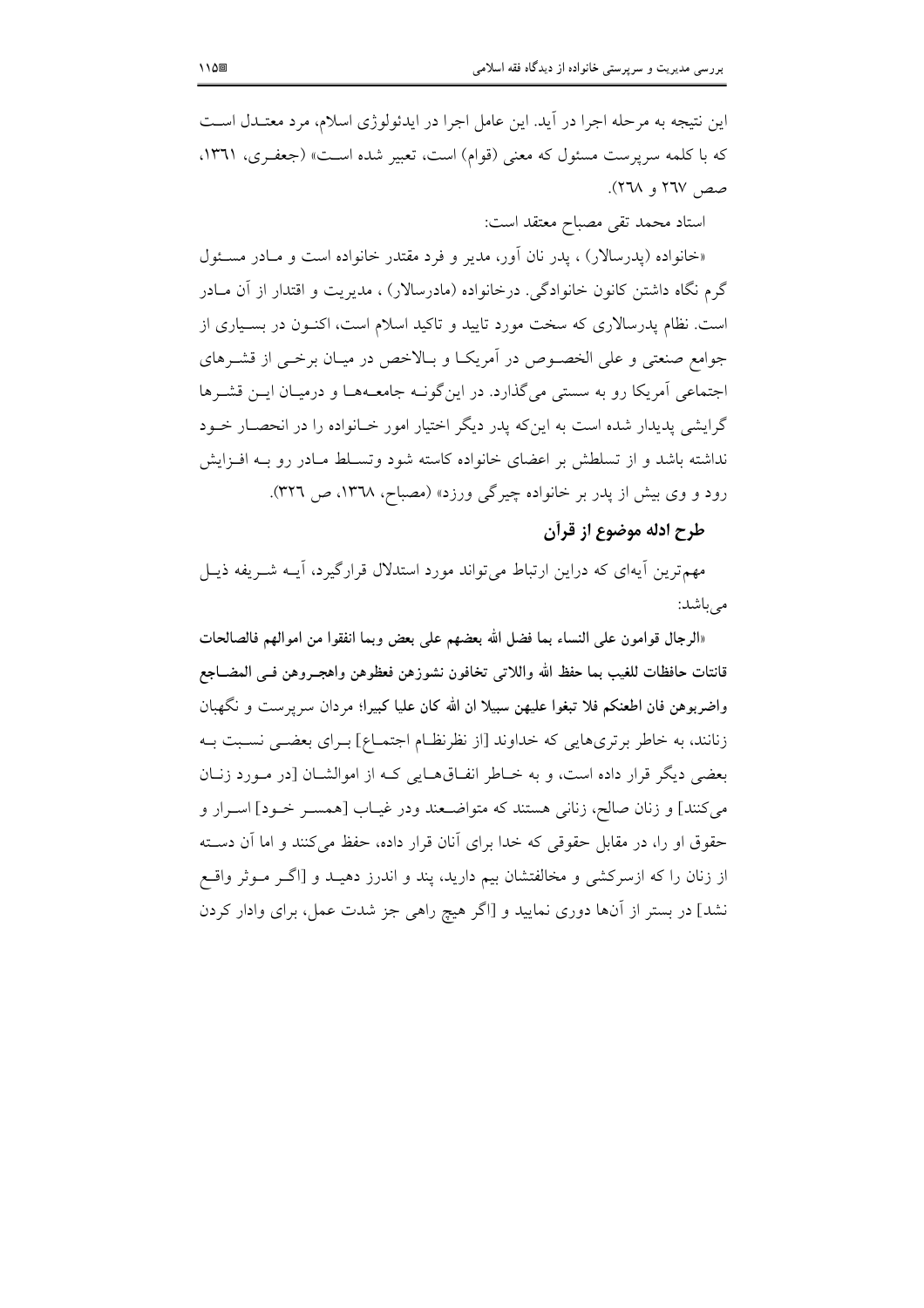این نتیجه به مرحله اجرا در آید. این عامل اجرا در ایدئولوژی اسلام، مرد معتدل است که با کلمه سرپرست مسئول که معنی (قوام) است، تعبیر شده است» (جعفری، ۱۳٦۱، صص ۲٦۷ و ۲٦۸).

استاد محمد تقی مصباح معتقد است:

«خانواده (پدرسالار) ، پدر نان آور، مدیر و فرد مقتدر خانواده است و مادر مسئول گرم نگاه داشتن کانون خانوادگی. درخانواده (مادرسالار) ، مدیریت و اقتدار از آن مادر است. نظام پدرسالاری که سخت مورد تایید و تاکید اسلام است، اکنون در بسیاری از جوامع صنعتی و علی الخصوص در آمریکا و بالاخص در میان برخی از قشرهای اجتماعی آمریکا رو به سستی می‌گذارد. در این‌گونه جامعه‌ها و درمیان این قشرها گرایشی پدیدار شده است به این‌که پدر دیگر اختیار امور خانواده را در انحصار خود نداشته باشد و از تسلطش بر اعضای خانواده کاسته شود وتسلط مادر رو به افزایش رود و وی بیش از پدر بر خانواده چیرگی ورزد» (مصباح، ۱۳٦۸، ص ۳۲٦).

## طرح ادله موضوع از قرآن

مهم‌ترین آیه‌ای که دراین ارتباط می‌تواند مورد استدلال قرارگیرد، آیه شریفه ذیل می‌باشد:

«**الرجال قوامون علی النساء بما فضل الله بعضهم علی بعض وبما انفقوا من اموالهم فالصالحات قانتات حافظات للغیب بما حفظ الله واللاتی تخافون نشوزهن فعظوهن واهجروهن فی المضاجع واضربوهن فان اطعنکم فلا تبغوا علیهن سبیلا ان الله کان علیا کبیرا**؛ مردان سرپرست و نگهبان زنانند، به خاطر برتری‌هایی که خداوند [از نظرنظام اجتماع] برای بعضی نسبت به بعضی دیگر قرار داده است، و به خاطر انفاق‌هایی که از اموالشان [در مورد زنان می‌کنند] و زنان صالح، زنانی هستند که متواضعند ودر غیاب [همسر خود] اسرار و حقوق او را، در مقابل حقوقی که خدا برای آنان قرار داده، حفظ می‌کنند و اما آن دسته از زنان را که ازسرکشی و مخالفتشان بیم دارید، پند و اندرز دهید و [اگر موثر واقع نشد] در بستر از آن‌ها دوری نمایید و [اگر هیچ راهی جز شدت عمل، برای وادار کردن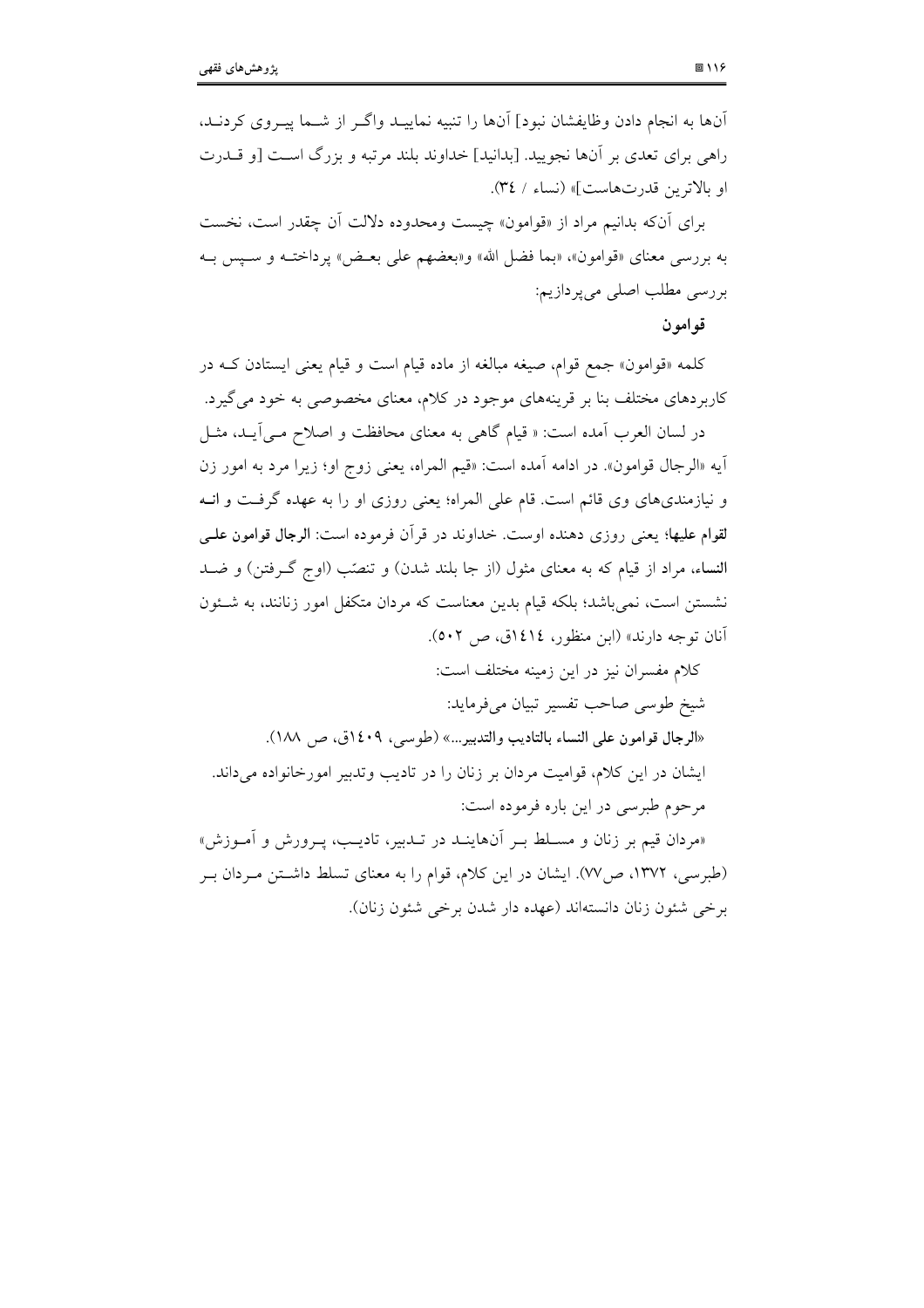آن‌ها به انجام دادن وظایفشان نبود] آن‌ها را تنبیه نمایید واگر از شما پیروی کردند، راهی برای تعدی بر آن‌ها نجویید. [بدانید] خداوند بلند مرتبه و بزرگ است [و قدرت او بالاترین قدرت‌هاست]» (نساء / ٣٤).

برای آن‌که بدانیم مراد از «قوامون» چیست ومحدوده دلالت آن چقدر است، نخست به بررسی معنای «قوامون»، «بما فضل الله» و«بعضهم علی بعض» پرداخته و سپس به بررسی مطلب اصلی می‌پردازیم:

### قوامون

کلمه «قوامون» جمع قوام، صیغه مبالغه از ماده قیام است و قیام یعنی ایستادن که در کاربردهای مختلف بنا بر قرینه‌های موجود در کلام، معنای مخصوصی به خود می‌گیرد.

در لسان العرب آمده است: « قیام گاهی به معنای محافظت و اصلاح می‌آید، مثل آیه «الرجال قوامون». در ادامه آمده است: «قیم المراه، یعنی زوج او؛ زیرا مرد به امور زن و نیازمندی‌های وی قائم است. قام علی المراه؛ یعنی روزی او را به عهده گرفت و **انه لقوام علیها**؛ یعنی روزی دهنده اوست. خداوند در قرآن فرموده است: **الرجال قوامون علی النساء**، مراد از قیام که به معنای مثول (از جا بلند شدن) و تنصّب (اوج گرفتن) و ضد نشستن است، نمی‌باشد؛ بلکه قیام بدین معناست که مردان متکفل امور زنانند، به شئون آنان توجه دارند» (ابن منظور، ١٤١٤ق، ص ٥٠٢).

کلام مفسران نیز در این زمینه مختلف است:

شیخ طوسی صاحب تفسیر تبیان می‌فرماید:

«**الرجال قوامون علی النساء بالتادیب والتدبیر**...» (طوسی، ١٤٠٩ق، ص ١٨٨).

ایشان در این کلام، قوامیت مردان بر زنان را در تادیب وتدبیر امورخانواده می‌داند.

مرحوم طبرسی در این باره فرموده است:

«مردان قیم بر زنان و مسلط بر آن‌هایند در تدبیر، تادیب، پرورش و آموزش» (طبرسی، ١٣٧٢، ص٧٧). ایشان در این کلام، قوام را به معنای تسلط داشتن مردان بر برخی شئون زنان دانسته‌اند (عهده دار شدن برخی شئون زنان).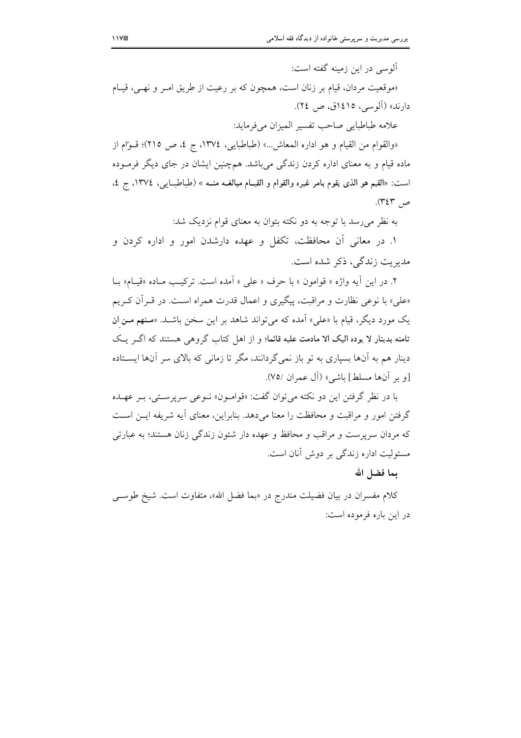آلوسی در این زمینه گفته است:

«موقعیت مردان، قیام بر زنان است، همچون که بر رعیت از طریق امر و نهی، قیام دارند» (آلوسی، ۱٤۱۵ق، ص ۲٤).

علامه طباطبایی صاحب تفسیر المیزان می‌فرماید:

«والقوام من القیام و هو اداره المعاش...» (طباطبایی، ۱۳۷٤، ج ٤، ص ۲۱۵)؛ قوّام از ماده قیام و به معنای اداره کردن زندگی می‌باشد. همچنین ایشان در جای دیگر فرموده است: «**القیم هو الذی یقوم بامر غیره والقوام و القیام مبالغه منه** » (طباطبایی، ۱۳۷٤، ج ٤، ص ۳٤۳).

به نظر می‌رسد با توجه به دو نکته بتوان به معنای قوام نزدیک شد:

۱. در معانی آن محافظت، تکفل و عهده دارشدن امور و اداره کردن و مدیریت زندگی، ذکر شده است.

۲. در این آیه واژه « قوامون » با حرف « علی » آمده است. ترکیب ماده «قیام» با «علی» با نوعی نظارت و مراقبت، پیگیری و اعمال قدرت همراه است. در قرآن کریم یک مورد دیگر، قیام با «علی» آمده که می‌تواند شاهد بر این سخن باشد. «**منهم من ان تامنه بدینار لا یوده الیک الا مادمت علیه قائما**؛ و از اهل کتاب گروهی هستند که اگر یک دینار هم به آن‌ها بسپاری به تو باز نمی‌گردانند، مگر تا زمانی که بالای سر آن‌ها ایستاده [و بر آن‌ها مسلط] باشی» (آل عمران /۷۵).

با در نظر گرفتن این دو نکته می‌توان گفت: «قوامون» نوعی سرپرستی، بر عهده گرفتن امور و مراقبت و محافظت را معنا می‌دهد. بنابراین، معنای آیه شریفه این است که مردان سرپرست و مراقب و محافظ و عهده دار شئون زندگی زنان هستند؛ به عبارتی مسئولیت اداره زندگی بر دوش آنان است.

**بما فضل الله**

کلام مفسران در بیان فضیلت مندرج در «بما فضل الله»، متفاوت است. شیخ طوسی در این باره فرموده است: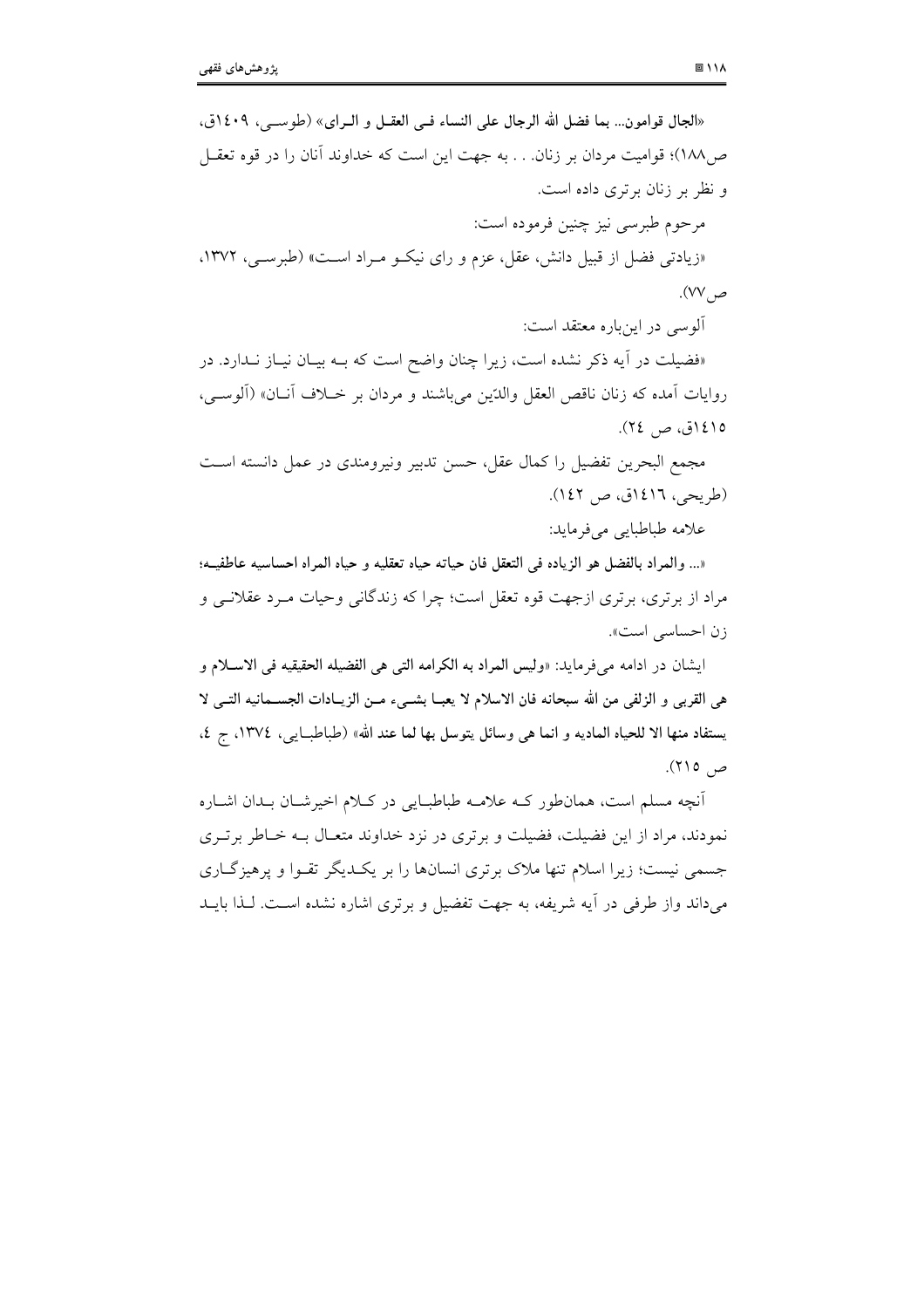«**الجال قوامون... بما فضل الله الرجال على النساء فی العقل و الرای**» (طوسی، ١٤٠٩ق، ص١٨٨)؛ قوامیت مردان بر زنان. . . به جهت این است که خداوند آنان را در قوه تعقل و نظر بر زنان برتری داده است.

مرحوم طبرسی نیز چنین فرموده است:

«زیادتی فضل از قبیل دانش، عقل، عزم و رای نیکو مراد است» (طبرسی، ١٣٧٢، ص٧٧).

آلوسی در این‌باره معتقد است:

«فضیلت در آیه ذکر نشده است، زیرا چنان واضح است که به بیان نیاز ندارد. در روایات آمده که زنان ناقص العقل والدّین می‌باشند و مردان بر خلاف آنان» (آلوسی، ١٤١٥ق، ص ٢٤).

مجمع البحرین تفضیل را کمال عقل، حسن تدبیر ونیرومندی در عمل دانسته است (طریحی، ١٤١٦ق، ص ١٤٢).

علامه طباطبایی می‌فرماید:

«**... والمراد بالفضل هو الزیاده فی التعقل فان حیاته حیاه تعقلیه و حیاه المراه احساسیه عاطفیه**؛ مراد از برتری، برتری ازجهت قوه تعقل است؛ چرا که زندگانی وحیات مرد عقلانی و زن احساسی است».

ایشان در ادامه می‌فرماید: «**ولیس المراد به الکرامه التی هی الفضیله الحقیقیه فی الاسلام و هی القربی و الزلفی من الله سبحانه فان الاسلام لا یعبا بشیء من الزیادات الجسمانیه التی لا یستفاد منها الا للحیاه المادیه و انما هی وسائل یتوسل بها لما عند الله**» (طباطبایی، ١٣٧٤، ج ٤، ص ٢١٥).

آنچه مسلم است، همان‌طور که علامه طباطبایی در کلام اخیرشان بدان اشاره نمودند، مراد از این فضیلت، فضیلت و برتری در نزد خداوند متعال به خاطر برتری جسمی نیست؛ زیرا اسلام تنها ملاک برتری انسان‌ها را بر یکدیگر تقوا و پرهیزگاری می‌داند واز طرفی در آیه شریفه، به جهت تفضیل و برتری اشاره نشده است. لذا باید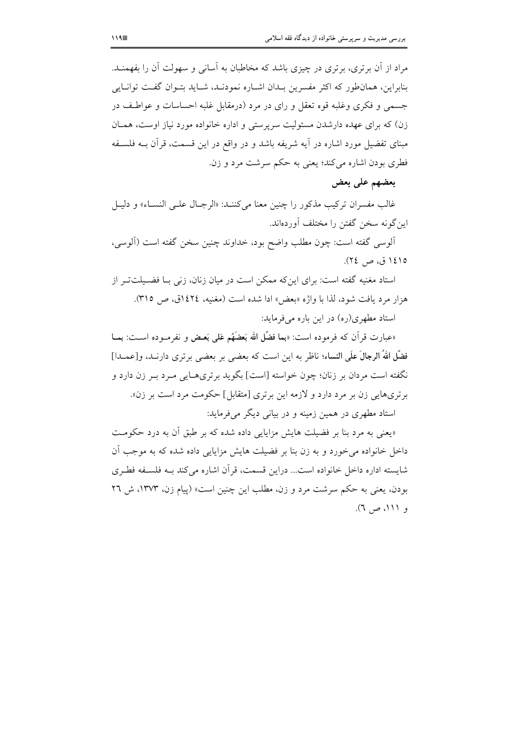مراد از آن برتری، برتری در چیزی باشد که مخاطبان به آسانی و سهولت آن را بفهمند. بنابراین، همان‌طور که اکثر مفسرین بدان اشاره نمودند، شاید بتوان گفت توانایی جسمی و فکری وغلبه قوه تعقل و رای در مرد (درمقابل غلبه احساسات و عواطف در زن) که برای عهده دارشدن مسئولیت سرپرستی و اداره خانواده مورد نیاز اوست، همان مبنای تفضیل مورد اشاره در آیه شریفه باشد و در واقع در این قسمت، قرآن به فلسفه فطری بودن اشاره می‌کند؛ یعنی به حکم سرشت مرد و زن.

### بعضهم علی بعض

غالب مفسران ترکیب مذکور را چنین معنا می‌کنند: «الرجال علی النساء» و دلیل این‌گونه سخن گفتن را مختلف آورده‌اند.

آلوسی گفته است: چون مطلب واضح بود، خداوند چنین سخن گفته است (آلوسی، ١٤١٥ ق، ص ٢٤).

استاد مغنیه گفته است: برای این‌که ممکن است در میان زنان، زنی با فضیلت‌تر از هزار مرد یافت شود، لذا با واژه «بعض» ادا شده است (مغنیه، ١٤٢٤ق، ص ٣١٥).

استاد مطهری(ره) در این باره می‌فرماید:

«عبارت قرآن که فرموده است: «**بما فضّل الله بَعضَهُم عَلی بَعض** و نفرموده است: **بما فضّل اللهُ الرجالَ عَلَی النساء**؛ ناظر به این است که بعضی بر بعضی برتری دارند، و[عمدا] نگفته است مردان بر زنان؛ چون خواسته [است] بگوید برتری‌هایی مرد بر زن دارد و برتری‌هایی زن بر مرد دارد و لازمه این برتری [متقابل] حکومت مرد است بر زن».

استاد مطهری در همین زمینه و در بیانی دیگر می‌فرماید:

«یعنی به مرد بنا بر فضیلت هایش مزایایی داده شده که بر طبق آن به درد حکومت داخل خانواده می‌خورد و به زن بنا بر فضیلت هایش مزایایی داده شده که به موجب آن شایسته اداره داخل خانواده است... دراین قسمت، قرآن اشاره می‌کند به فلسفه فطری بودن، یعنی به حکم سرشت مرد و زن، مطلب این چنین است» (پیام زن، ١٣٧٣، ش ٢٦ و ١١١، ص ٦).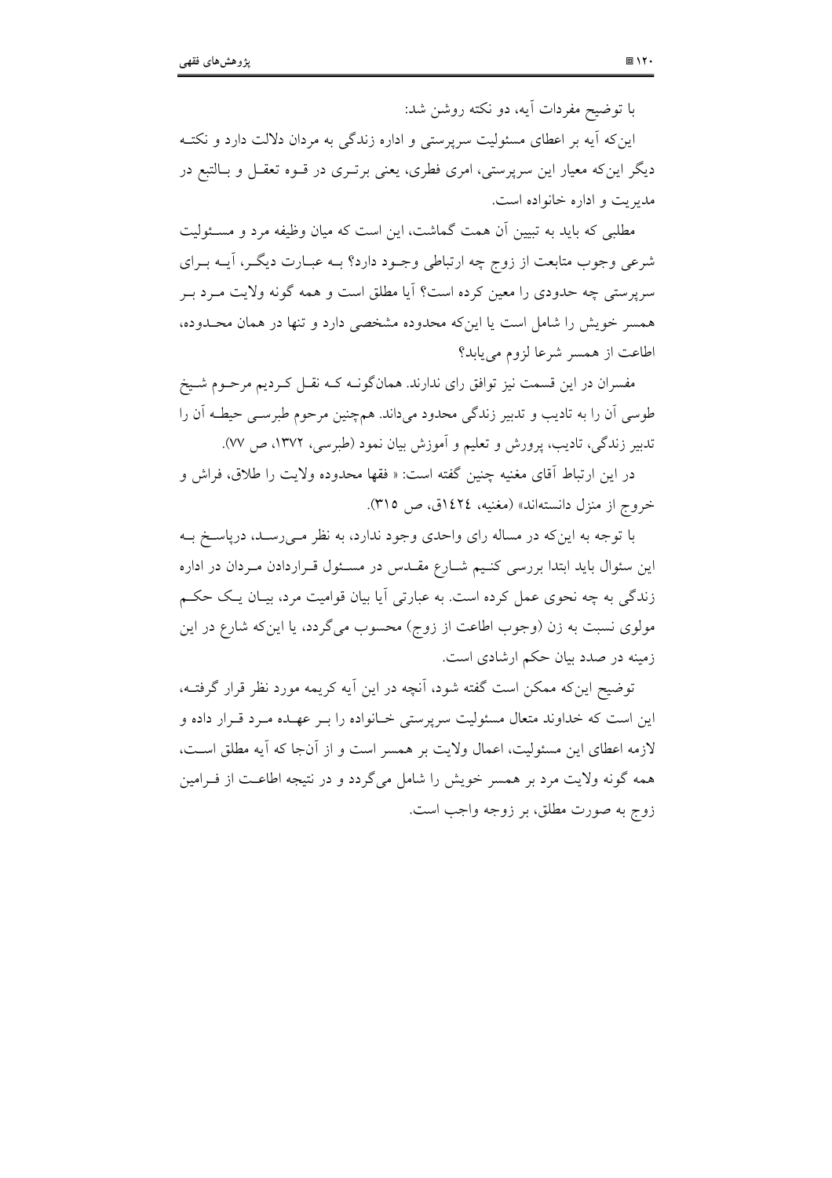با توضیح مفردات آیه، دو نکته روشن شد:

این‌که آیه بر اعطای مسئولیت سرپرستی و اداره زندگی به مردان دلالت دارد و نکته دیگر این‌که معیار این سرپرستی، امری فطری، یعنی برتری در قوه تعقل و بالتبع در مدیریت و اداره خانواده است.

مطلبی که باید به تبیین آن همت گماشت، این است که میان وظیفه مرد و مسئولیت شرعی وجوب متابعت از زوج چه ارتباطی وجود دارد؟ به عبارت دیگر، آیه برای سرپرستی چه حدودی را معین کرده است؟ آیا مطلق است و همه گونه ولایت مرد بر همسر خویش را شامل است یا این‌که محدوده مشخصی دارد و تنها در همان محدوده، اطاعت از همسر شرعا لزوم می‌یابد؟

مفسران در این قسمت نیز توافق رای ندارند. همان‌گونه که نقل کردیم مرحوم شیخ طوسی آن را به تادیب و تدبیر زندگی محدود می‌داند. هم‌چنین مرحوم طبرسی حیطه آن را تدبیر زندگی، تادیب، پرورش و تعلیم و آموزش بیان نمود (طبرسی، ۱۳۷۲، ص ۷۷).

در این ارتباط آقای مغنیه چنین گفته است: « فقها محدوده ولایت را طلاق، فراش و خروج از منزل دانسته‌اند» (مغنیه، ۱٤۲٤ق، ص ۳۱۵).

با توجه به این‌که در مساله رای واحدی وجود ندارد، به نظر می‌رسد، درپاسخ به این سئوال باید ابتدا بررسی کنیم شارع مقدس در مسئول قراردادن مردان در اداره زندگی به چه نحوی عمل کرده است. به عبارتی آیا بیان قوامیت مرد، بیان یک حکم مولوی نسبت به زن (وجوب اطاعت از زوج) محسوب می‌گردد، یا این‌که شارع در این زمینه در صدد بیان حکم ارشادی است.

توضیح این‌که ممکن است گفته شود، آنچه در این آیه کریمه مورد نظر قرار گرفته، این است که خداوند متعال مسئولیت سرپرستی خانواده را بر عهده مرد قرار داده و لازمه اعطای این مسئولیت، اعمال ولایت بر همسر است و از آن‌جا که آیه مطلق است، همه گونه ولایت مرد بر همسر خویش را شامل می‌گردد و در نتیجه اطاعت از فرامین زوج به صورت مطلق، بر زوجه واجب است.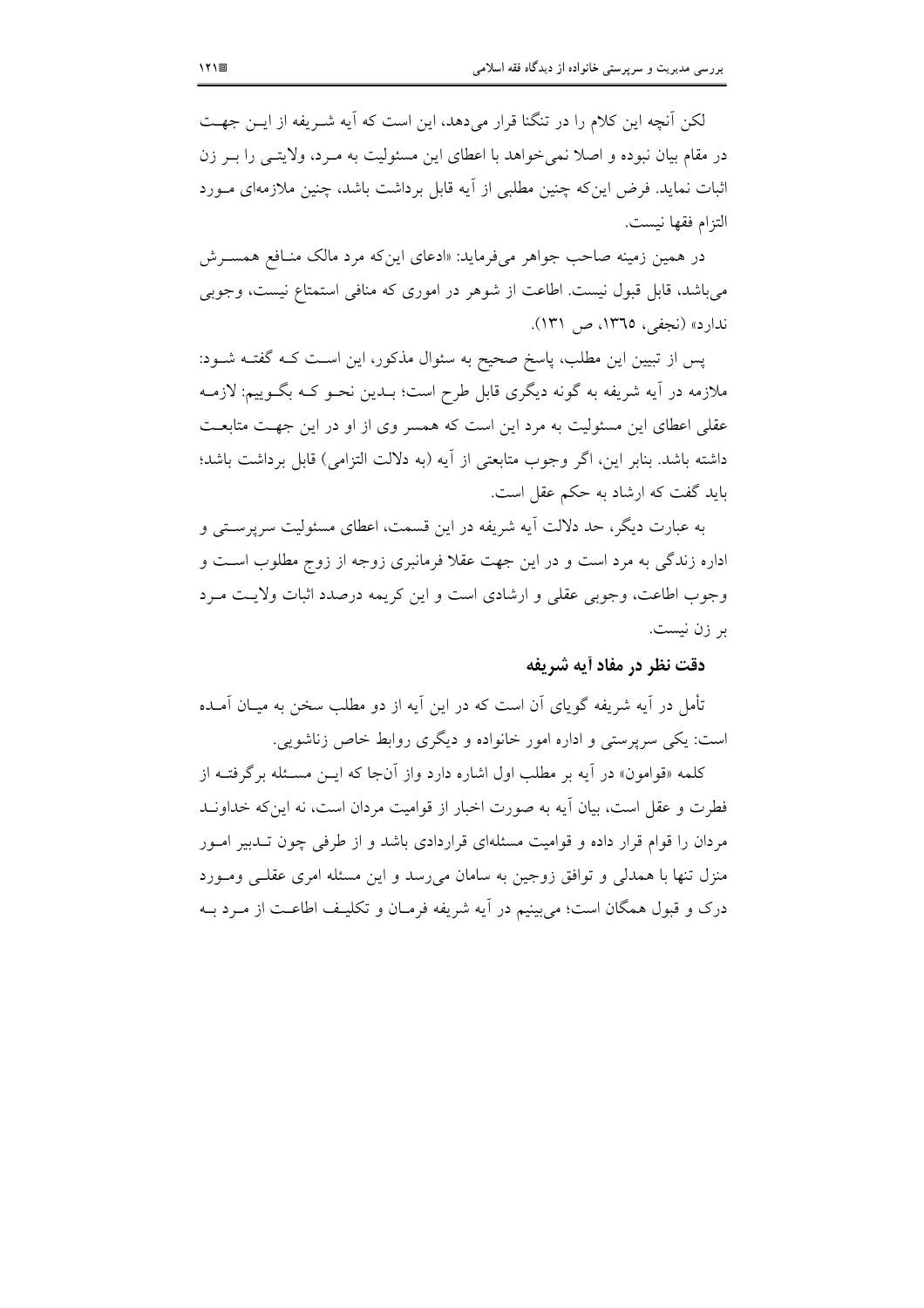لکن آنچه این کلام را در تنگنا قرار می‌دهد، این است که آیه شریفه از این جهت در مقام بیان نبوده و اصلا نمی‌خواهد با اعطای این مسئولیت به مرد، ولایتی را بر زن اثبات نماید. فرض این‌که چنین مطلبی از آیه قابل برداشت باشد، چنین ملازمه‌ای مورد التزام فقها نیست.

در همین زمینه صاحب جواهر می‌فرماید: «ادعای این‌که مرد مالک منافع همسرش می‌باشد، قابل قبول نیست. اطاعت از شوهر در اموری که منافی استمتاع نیست، وجوبی ندارد» (نجفی، ۱۳٦۵، ص ۱۳۱).

پس از تبیین این مطلب، پاسخ صحیح به سئوال مذکور، این است که گفته شود: ملازمه در آیه شریفه به گونه دیگری قابل طرح است؛ بدین نحو که بگوییم: لازمه عقلی اعطای این مسئولیت به مرد این است که همسر وی از او و در این جهت متابعت داشته باشد. بنابر این، اگر وجوب متابعتی از آیه (به دلالت التزامی) قابل برداشت باشد؛ باید گفت که ارشاد به حکم عقل است.

به عبارت دیگر، حد دلالت آیه شریفه در این قسمت، اعطای مسئولیت سرپرستی و اداره زندگی به مرد است و در این جهت عقلا فرمانبری زوجه از زوج مطلوب است و وجوب اطاعت، وجوبی عقلی و ارشادی است و این کریمه درصدد اثبات ولایت مرد بر زن نیست.

### دقت نظر در مفاد آیه شریفه

تأمل در آیه شریفه گویای آن است که در این آیه از دو مطلب سخن به میان آمده است: یکی سرپرستی و اداره امور خانواده و دیگری روابط خاص زناشویی.

کلمه «قوامون» در آیه بر مطلب اول اشاره دارد واز آن‌جا که این مسئله برگرفته از فطرت و عقل است، بیان آیه به صورت اخبار از قوامیت مردان است، نه این‌که خداوند مردان را قوام قرار داده و قوامیت مسئله‌ای قراردادی باشد و از طرفی چون تدبیر امور منزل تنها با همدلی و توافق زوجین به سامان می‌رسد و این مسئله امری عقلی ومورد درک و قبول همگان است؛ می‌بینیم در آیه شریفه فرمان و تکلیف اطاعت از مرد به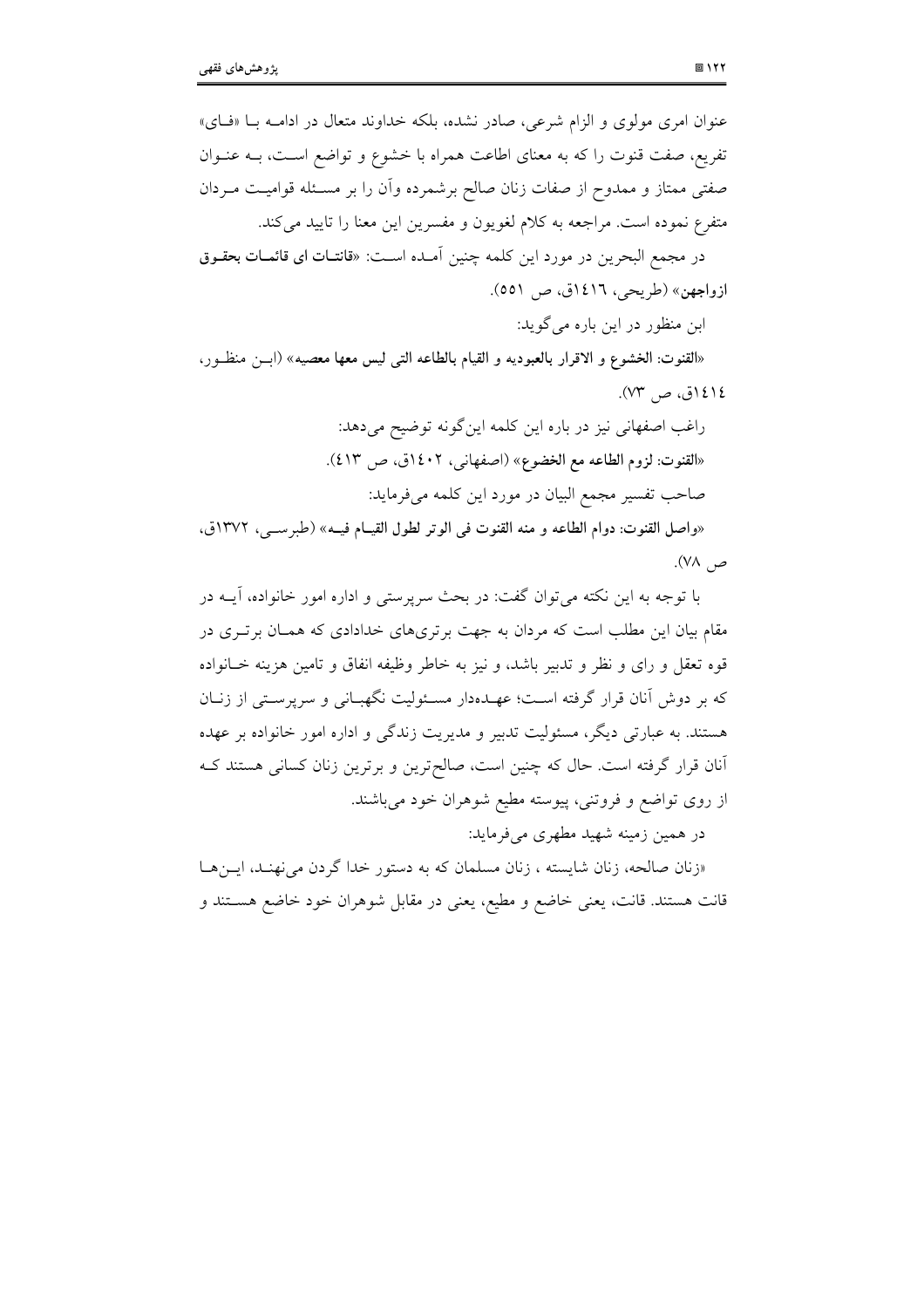عنوان امری مولوی و الزام شرعی، صادر نشده، بلکه خداوند متعال در ادامه با «فای» تفریع، صفت قنوت را که به معنای اطاعت همراه با خشوع و تواضع است، به عنوان صفتی ممتاز و ممدوح از صفات زنان صالح برشمرده وآن را بر مسئله قوامیت مردان متفرع نموده است. مراجعه به کلام لغویون و مفسرین این معنا را تایید می‌کند.

در مجمع البحرین در مورد این کلمه چنین آمده است: «**قانتات ای قائمات بحقوق ازواجهن**» (طریحی، ۱٤۱٦ق، ص ٥٥۱).

ابن منظور در این باره می‌گوید:

«**القنوت: الخشوع و الاقرار بالعبودیه و القیام بالطاعه التی لیس معها معصیه**» (ابن منظور، ۱٤۱٤ق، ص ۷۳).

راغب اصفهانی نیز در باره این کلمه این‌گونه توضیح می‌دهد:

«**القنوت: لزوم الطاعه مع الخضوع**» (اصفهانی، ۱٤۰۲ق، ص ٤۱۳).

صاحب تفسیر مجمع البیان در مورد این کلمه می‌فرماید:

«**واصل القنوت: دوام الطاعه و منه القنوت فی الوتر لطول القیام فیه**» (طبرسی، ۱۳۷۲ق، ص ۷۸).

با توجه به این نکته می‌توان گفت: در بحث سرپرستی و اداره امور خانواده، آیه در مقام بیان این مطلب است که مردان به جهت برتری‌های خدادادی که همان برتری در قوه تعقل و رای و نظر و تدبیر باشد، و نیز به خاطر وظیفه انفاق و تامین هزینه خانواده که بر دوش آنان قرار گرفته است؛ عهده‌دار مسئولیت نگهبانی و سرپرستی از زنان هستند. به عبارتی دیگر، مسئولیت تدبیر و مدیریت زندگی و اداره امور خانواده بر عهده آنان قرار گرفته است. حال که چنین است، صالح‌ترین و برترین زنان کسانی هستند که از روی تواضع و فروتنی، پیوسته مطیع شوهران خود می‌باشند.

در همین زمینه شهید مطهری می‌فرماید:

«زنان صالحه، زنان شایسته ، زنان مسلمان که به دستور خدا گردن می‌نهند، این‌ها قانت هستند. قانت، یعنی خاضع و مطیع، یعنی در مقابل شوهران خود خاضع هستند و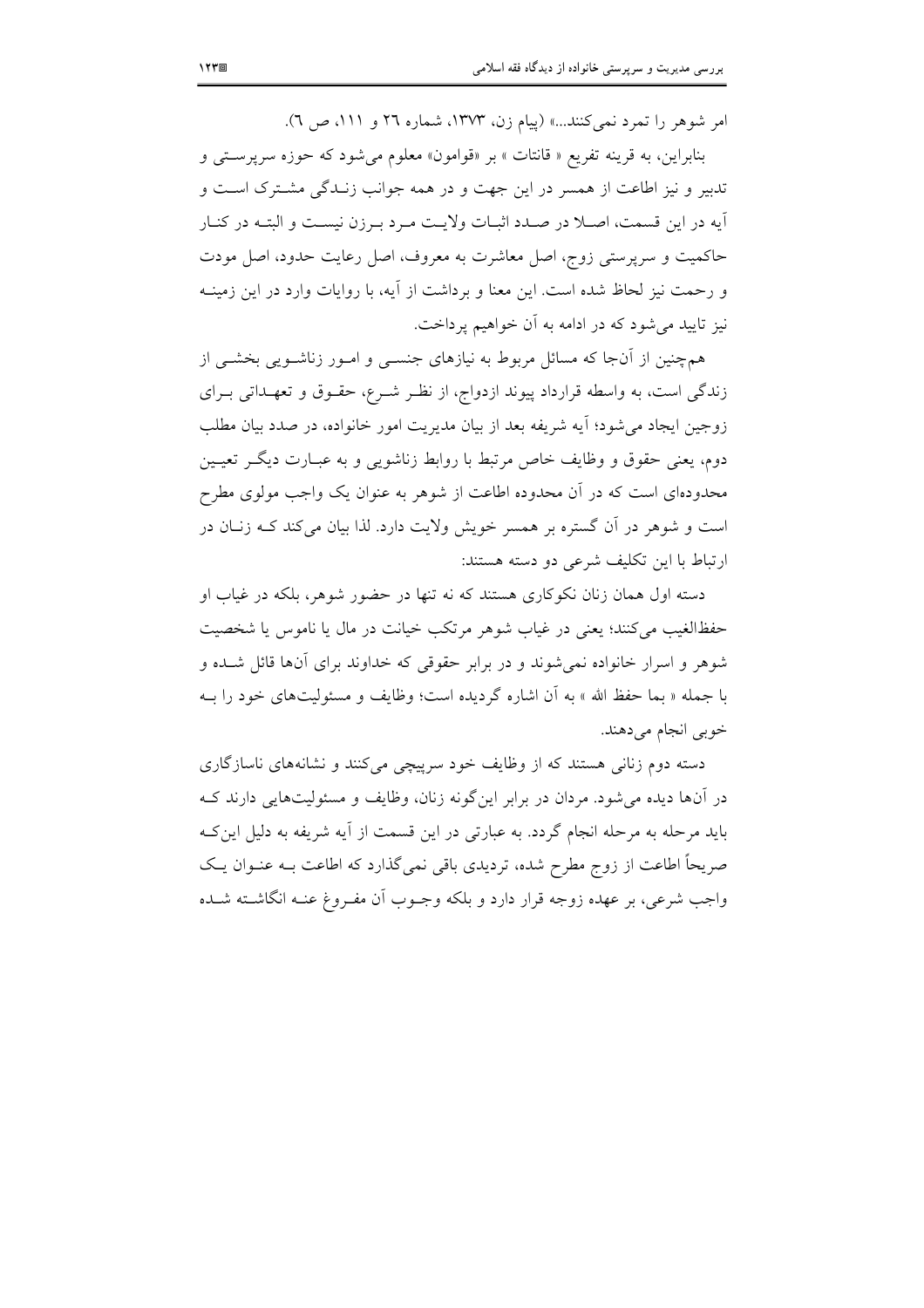امر شوهر را تمرد نمی‌کنند...» (پیام زن، ۱۳۷۳، شماره ۲۶ و ۱۱۱، ص ۶).

بنابراین، به قرینه تفریع « قانتات » بر «قوامون» معلوم می‌شود که حوزه سرپرستی و تدبیر و نیز اطاعت از همسر در این جهت و در همه جوانب زندگی مشترک است و آیه در این قسمت، اصلا در صدد اثبات ولایت مرد برزن نیست و البته در کنار حاکمیت و سرپرستی زوج، اصل معاشرت به معروف، اصل رعایت حدود، اصل مودت و رحمت نیز لحاظ شده است. این معنا و برداشت از آیه، با روایات وارد در این زمینه نیز تایید می‌شود که در ادامه به آن خواهیم پرداخت.

همچنین از آنجا که مسائل مربوط به نیازهای جنسی و امور زناشویی بخشی از زندگی است، به واسطه قرارداد پیوند ازدواج، از نظر شرع، حقوق و تعهداتی برای زوجین ایجاد می‌شود؛ آیه شریفه بعد از بیان مدیریت امور خانواده، در صدد بیان مطلب دوم، یعنی حقوق و وظایف خاص مرتبط با روابط زناشویی و به عبارت دیگر تعیین محدوده‌ای است که در آن محدوده اطاعت از شوهر به عنوان یک واجب مولوی مطرح است و شوهر در آن گستره بر همسر خویش ولایت دارد. لذا بیان می‌کند که زنان در ارتباط با این تکلیف شرعی دو دسته هستند:

دسته اول همان زنان نکوکاری هستند که نه تنها در حضور شوهر، بلکه در غیاب او حفظ‌الغیب می‌کنند؛ یعنی در غیاب شوهر مرتکب خیانت در مال یا ناموس یا شخصیت شوهر و اسرار خانواده نمی‌شوند و در برابر حقوقی که خداوند برای آن‌ها قائل شده و با جمله « بما حفظ الله » به آن اشاره گردیده است؛ وظایف و مسئولیت‌های خود را به خوبی انجام می‌دهند.

دسته دوم زنانی هستند که از وظایف خود سرپیچی می‌کنند و نشانه‌های ناسازگاری در آن‌ها دیده می‌شود. مردان در برابر این‌گونه زنان، وظایف و مسئولیت‌هایی دارند که باید مرحله به مرحله انجام گردد. به عبارتی در این قسمت از آیه شریفه به دلیل این‌که صریحاً اطاعت از زوج مطرح شده، تردیدی باقی نمی‌گذارد که اطاعت به عنوان یک واجب شرعی، بر عهده زوجه قرار دارد و بلکه وجوب آن مفروغ عنه انگاشته شده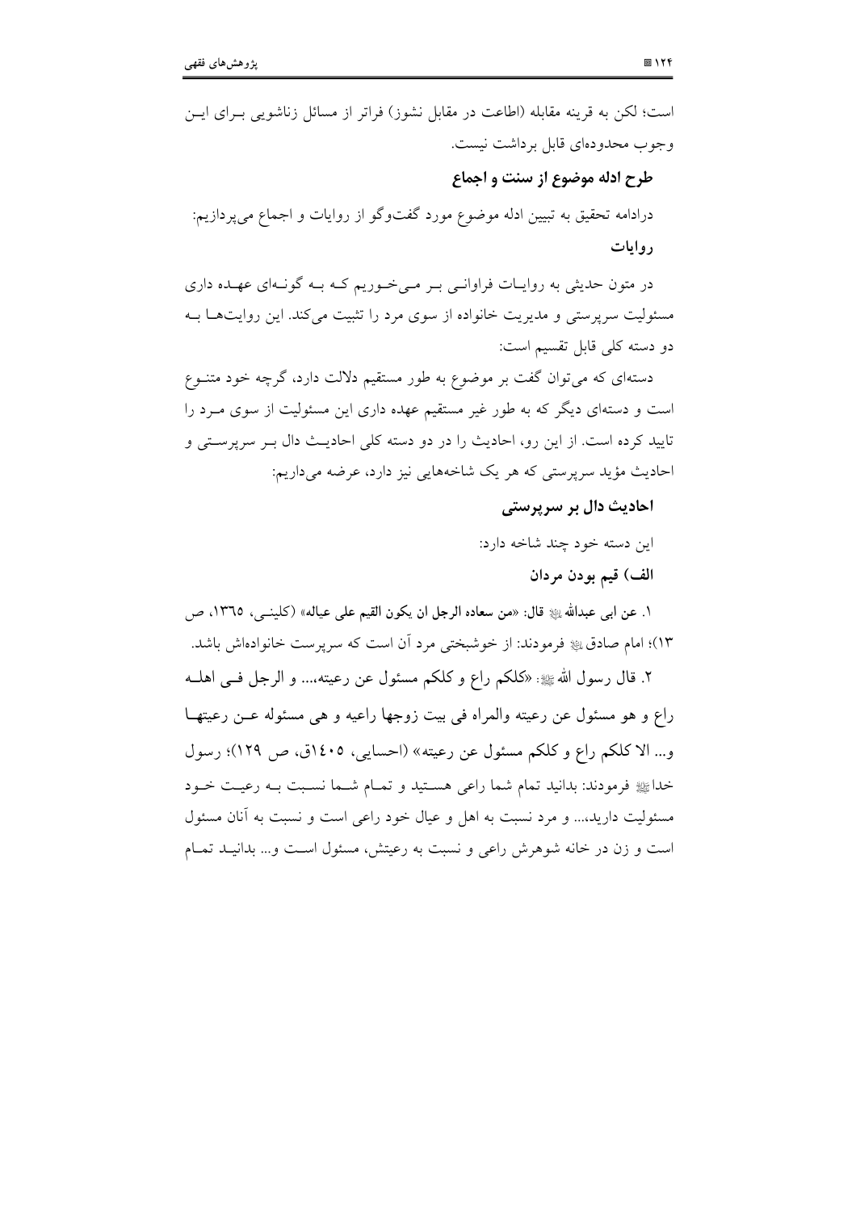است؛ لکن به قرینه مقابله (اطاعت در مقابل نشوز) فراتر از مسائل زناشویی برای این وجوب محدوده‌ای قابل برداشت نیست.

### طرح ادله موضوع از سنت و اجماع

درادامه تحقیق به تبیین ادله موضوع مورد گفت‌وگو از روایات و اجماع می‌پردازیم:

#### روایات

در متون حدیثی به روایات فراوانی بر می‌خوریم که به گونه‌ای عهده داری مسئولیت سرپرستی و مدیریت خانواده از سوی مرد را تثبیت می‌کند. این روایت‌ها به دو دسته کلی قابل تقسیم است:

دسته‌ای که می‌توان گفت بر موضوع به طور مستقیم دلالت دارد، گرچه خود متنوع است و دسته‌ای دیگر که به طور غیر مستقیم عهده داری این مسئولیت از سوی مرد را تایید کرده است. از این رو، احادیث را در دو دسته کلی احادیث دال بر سرپرستی و احادیث مؤید سرپرستی که هر یک شاخه‌هایی نیز دارد، عرضه می‌داریم:

#### احادیث دال بر سرپرستی

این دسته خود چند شاخه دارد:

##### الف) قیم بودن مردان

۱. **عن ابی عبدالله** ﷺ **قال: «من سعاده الرجل ان یکون القیم علی عیاله»** (کلینی، ۱۳٦٥، ص ۱۳)؛ امام صادق ﷺ فرمودند: از خوشبختی مرد آن است که سرپرست خانواده‌اش باشد.

۲. قال رسول الله ﷺ: «کلکم راع و کلکم مسئول عن رعیته،... و الرجل فی اهله راع و هو مسئول عن رعیته والمراه فی بیت زوجها راعیه و هی مسئوله عن رعیتها و... الا کلکم راع و کلکم مسئول عن رعیته» (احسایی، ۱٤۰٥ق، ص ۱۲۹)؛ رسول خدا ﷺ فرمودند: بدانید تمام شما راعی هستید و تمام شما نسبت به رعیت خود مسئولیت دارید،... و مرد نسبت به اهل و عیال خود راعی است و نسبت به آنان مسئول است و زن در خانه شوهرش راعی و نسبت به رعیتش، مسئول است و... بدانید تمام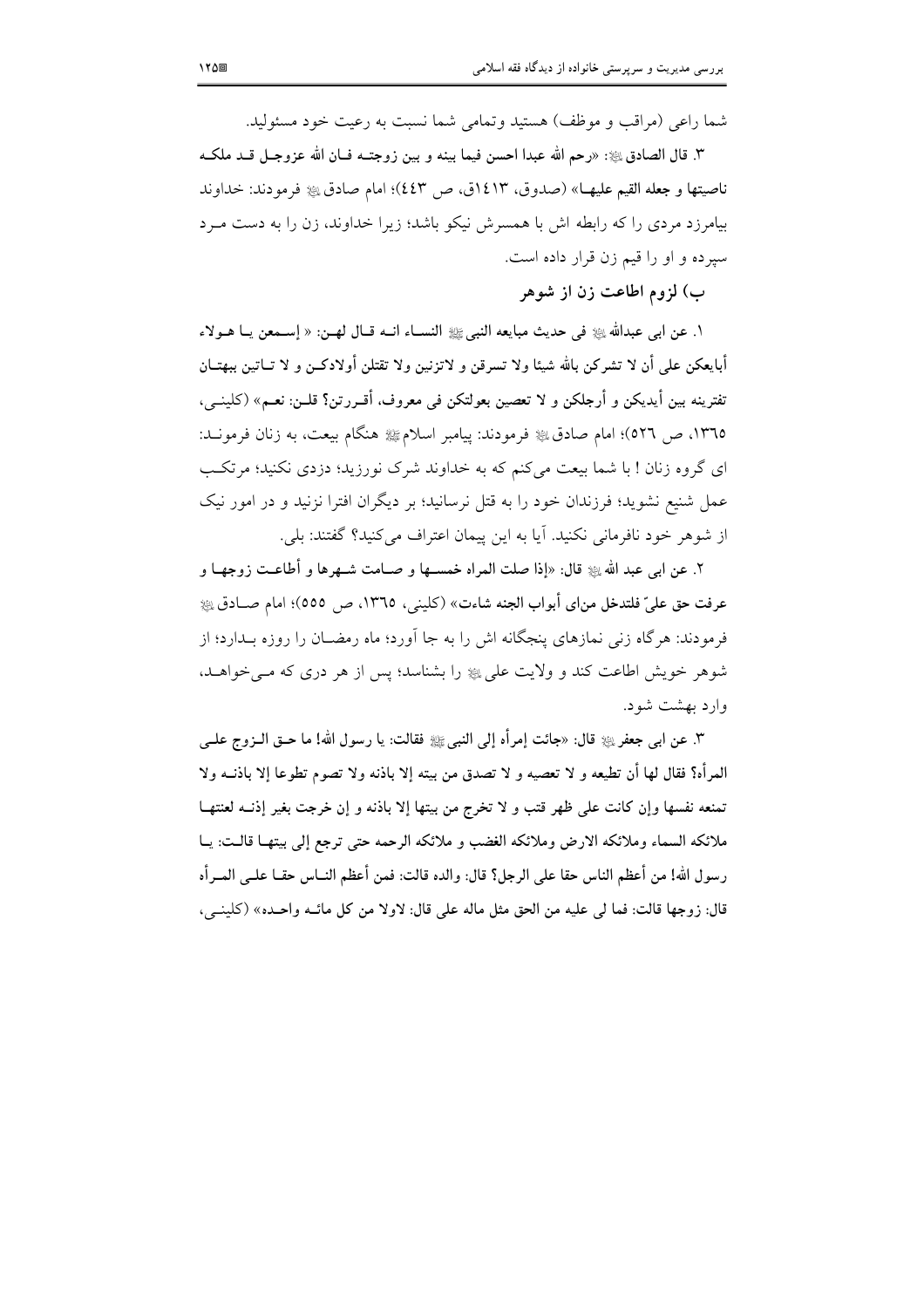شما راعی (مراقب و موظف) هستید وتمامی شما نسبت به رعیت خود مسئولید.

۳. **قال الصادق ﷺ: «رحم الله عبدا احسن فیما بینه و بین زوجته فان الله عزوجل قد ملکه ناصیتها و جعله القیم علیها»** (صدوق، ۱۴۱۳ق، ص ۴۴۳)؛ امام صادق ﷺ فرمودند: خداوند بیامرزد مردی را که رابطه اش با همسرش نیکو باشد؛ زیرا خداوند، زن را به دست مرد سپرده و او را قیم زن قرار داده است.

### ب) لزوم اطاعت زن از شوهر

۱. **عن ابی عبدالله ﷺ فی حدیث مبایعه النبی ﷺ النساء انه قال لهن: « إسمعن یا هولاء أبایعکن علی أن لا تشرکن بالله شیئا ولا تسرقن و لاتزنین ولا تقتلن أولادکن و لا تاتین ببهتان تفترینه بین أیدیکن و أرجلکن و لا تعصین بعولتکن فی معروف، أقررتن؟ قلن: نعم»** (کلینی، ۱۳۶۵، ص ۵۲۶)؛ امام صادق ﷺ فرمودند: پیامبر اسلام ﷺ هنگام بیعت، به زنان فرمودند: ای گروه زنان ! با شما بیعت می‌کنم که به خداوند شرک نورزید؛ دزدی نکنید؛ مرتکب عمل شنیع نشوید؛ فرزندان خود را به قتل نرسانید؛ بر دیگران افترا نزنید و در امور نیک از شوهر خود نافرمانی نکنید. آیا به این پیمان اعتراف می‌کنید؟ گفتند: بلی.

۲. **عن ابی عبد الله ﷺ قال: «إذا صلت المراه خمسها و صامت شهرها و أطاعت زوجها و عرفت حق علیّ فلتدخل من‌ای أبواب الجنه شاءت»** (کلینی، ۱۳۶۵، ص ۵۵۵)؛ امام صادق ﷺ فرمودند: هرگاه زنی نمازهای پنجگانه اش را به جا آورد؛ ماه رمضان را روزه بدارد؛ از شوهر خویش اطاعت کند و ولایت علی ﷺ را بشناسد؛ پس از هر دری که می‌خواهد، وارد بهشت شود.

۳. **عن ابی جعفر ﷺ قال: «جائت إمرأه إلی النبی ﷺ فقالت: یا رسول الله! ما حق الزوج علی المرأه؟ فقال لها أن تطیعه و لا تعصیه و لا تصدق من بیته إلا باذنه ولا تصوم تطوعا إلا باذنه ولا تمنعه نفسها وإن کانت علی ظهر قتب و لا تخرج من بیتها إلا باذنه و إن خرجت بغیر إذنه لعنتها ملائکه السماء وملائکه الارض و ملائکه الغضب و ملائکه الرحمه حتی ترجع إلی بیتها قالت: یا رسول الله! من أعظم الناس حقا علی الرجل؟ قال: والده قالت: فمن أعظم الناس حقا علی المرأه قال: زوجها قالت: فما لی علیه من الحق مثل ماله علی قال: لاولا من کل مائه واحده»** (کلینی،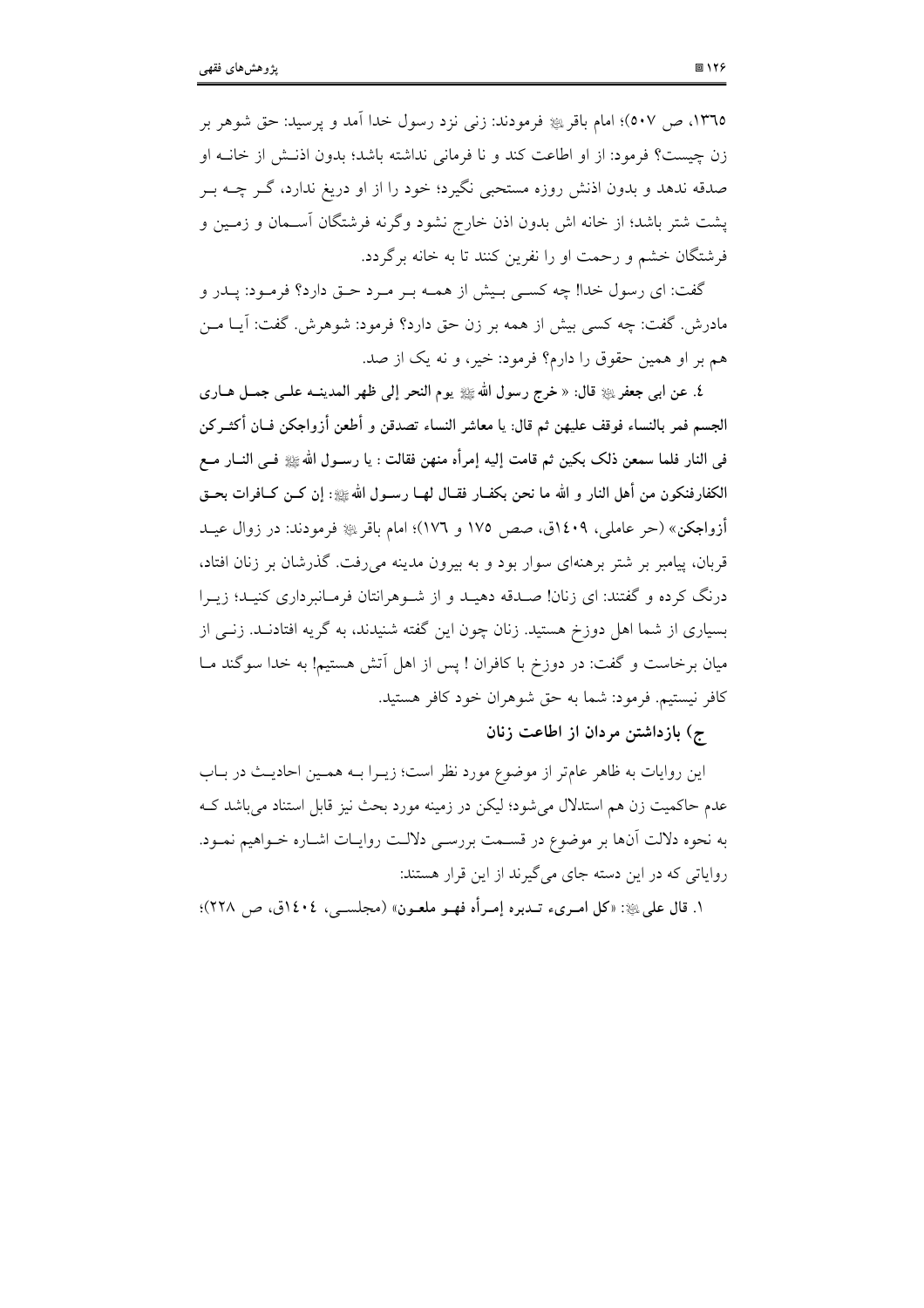۱۳٦۵، ص ۵۰۷)؛ امام باقر ﷺ فرمودند: زنی نزد رسول خدا آمد و پرسید: حق شوهر بر زن چیست؟ فرمود: از او اطاعت کند و نا فرمانی نداشته باشد؛ بدون اذنش از خانه او صدقه ندهد و بدون اذنش روزه مستحبی نگیرد؛ خود را از او دریغ ندارد، گر چه بر پشت شتر باشد؛ از خانه اش بدون اذن خارج نشود وگرنه فرشتگان آسمان و زمین و فرشتگان خشم و رحمت او را نفرین کنند تا به خانه برگردد.

گفت: ای رسول خدا! چه کسی بیش از همه بر مرد حق دارد؟ فرمود: پدر و مادرش. گفت: چه کسی بیش از همه بر زن حق دارد؟ فرمود: شوهرش. گفت: آیا من هم بر او همین حقوق را دارم؟ فرمود: خیر، و نه یک از صد.

٤. **عن ابی جعفر ﷺ قال: « خرج رسول الله ﷺ یوم النحر إلی ظهر المدینه علی جمل عاری الجسم فمر بالنساء فوقف علیهن ثم قال: یا معاشر النساء تصدقن و أطعن أزواجکن فان أکثرکن فی النار فلما سمعن ذلک بکین ثم قامت إلیه إمرأه منهن فقالت : یا رسول الله ﷺ فی النار مع الکفارفنکون من أهل النار و الله ما نحن بکفار فقال لها رسول الله ﷺ: إن کن کافرات بحق أزواجکن»** (حر عاملی، ۱٤۰۹ق، صص ۱۷۵ و ۱۷٦)؛ امام باقر ﷺ فرمودند: در زوال عید قربان، پیامبر بر شتر برهنه‌ای سوار بود و به بیرون مدینه می‌رفت. گذرشان بر زنان افتاد، درنگ کرده و گفتند: ای زنان! صدقه دهید و از شوهرانتان فرمانبرداری کنید؛ زیرا بسیاری از شما اهل دوزخ هستید. زنان چون این گفته شنیدند، به گریه افتادند. زنی از میان برخاست و گفت: در دوزخ با کافران ! پس از اهل آتش هستیم! به خدا سوگند ما کافر نیستیم. فرمود: شما به حق شوهران خود کافر هستید.

### ج) بازداشتن مردان از اطاعت زنان

این روایات به ظاهر عام‌تر از موضوع مورد نظر است؛ زیرا به همین احادیث در باب عدم حاکمیت زن هم استدلال می‌شود؛ لیکن در زمینه مورد بحث نیز قابل استناد می‌باشد که به نحوه دلالت آن‌ها بر موضوع در قسمت بررسی دلالت روایات اشاره خواهیم نمود. روایاتی که در این دسته جای می‌گیرند از این قرار هستند:

۱. **قال علی ﷺ: «کل امریء تدبره إمرأه فهو ملعون»** (مجلسی، ۱٤۰٤ق، ص ۲۲۸)؛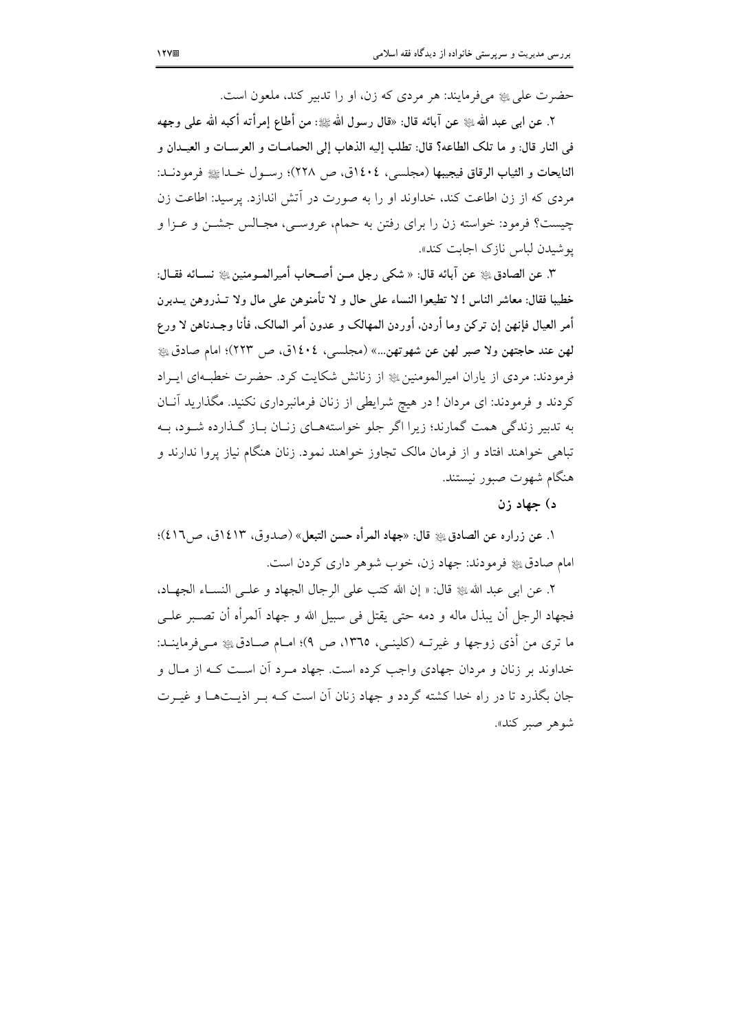حضرت علی ؈ می‌فرمایند: هر مردی که زن، او را تدبیر کند، ملعون است.

۲. **عن ابی عبد الله ؈ عن آبائه قال: «قال رسول الله ﷺ: من أطاع إمرأته أكبه الله على وجهه في النار قال: و ما تلك الطاعه؟ قال: تطلب إليه الذهاب إلى الحمامات و العرسات و العيدان و النايحات و الثياب الرقاق فيجيبها** (مجلسی، ۱۴۰۴ق، ص ۲۲۸)؛ رسول خدا ﷺ فرمودند: مردی که از زن اطاعت کند، خداوند او را به صورت در آتش اندازد. پرسید: اطاعت زن چیست؟ فرمود: خواسته زن را برای رفتن به حمام، عروسی، مجالس جشن و عزا و پوشیدن لباس نازک اجابت کند».

۳. **عن الصادق ؈ عن آبائه قال: « شكى رجل من أصحاب أميرالمومنين ؈ نسائه فقال: خطيبا فقال: معاشر الناس ! لا تطيعوا النساء على حال و لا تأمنوهن على مال ولا تذروهن يدبرن أمر العيال فإنهن إن تركن وما أردن، أوردن المهالك و عدون أمر المالك، فأنا وجدناهن لا ورع لهن عند حاجتهن ولا صبر لهن عن شهوتهن...»** (مجلسی، ۱۴۰۴ق، ص ۲۲۳)؛ امام صادق ؈ فرمودند: مردی از یاران امیرالمومنین ؈ از زنانش شکایت کرد. حضرت خطبه‌ای ایراد کردند و فرمودند: ای مردان ! در هیچ شرایطی از زنان فرمانبرداری نکنید. مگذارید آنان به تدبیر زندگی همت گمارند؛ زیرا اگر جلو خواسته‌های زنان باز گذارده شود، به تباهی خواهند افتاد و از فرمان مالک تجاوز خواهند نمود. زنان هنگام نیاز پروا ندارند و هنگام شهوت صبور نیستند.

### د) جهاد زن

۱. **عن زراره عن الصادق ؈ قال: «جهاد المرأه حسن التبعل»** (صدوق، ۱۴۱۳ق، ص۴۱۶)؛ امام صادق ؈ فرمودند: جهاد زن، خوب شوهر داری کردن است.

۲. عن ابی عبد الله ؈ قال: « إن الله كتب على الرجال الجهاد و على النساء الجهاد، فجهاد الرجل أن يبذل ماله و دمه حتى يقتل في سبيل الله و جهاد آلمرأه أن تصبر على ما ترى من أذى زوجها و غيرته (کلینی، ۱۳۶۵، ص ۹)؛ امام صادق ؈ می‌فرمایند: خداوند بر زنان و مردان جهادی واجب کرده است. جهاد مرد آن است که از مال و جان بگذرد تا در راه خدا کشته گردد و جهاد زنان آن است که بر اذیت‌ها و غیرت شوهر صبر کند».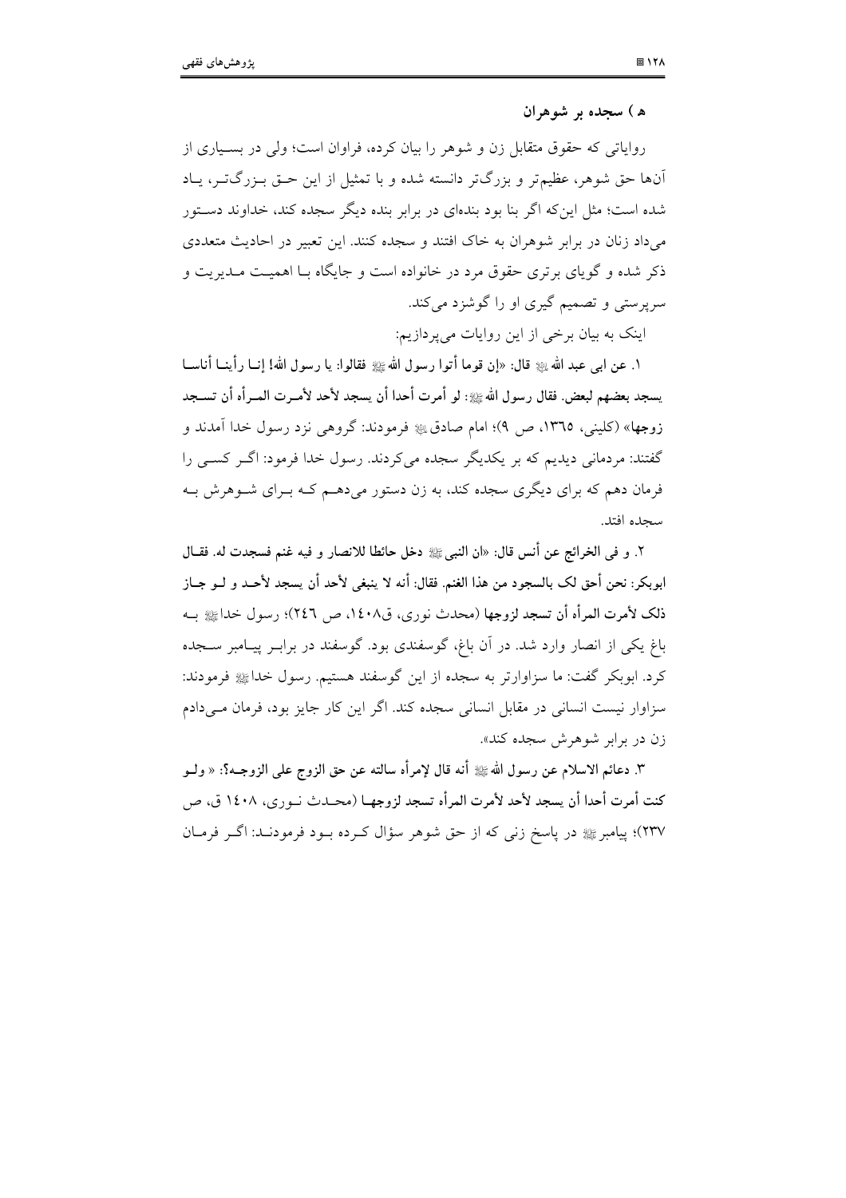### هـ) سجده بر شوهران

روایاتی که حقوق متقابل زن و شوهر را بیان کرده، فراوان است؛ ولی در بسیاری از آن‌ها حق شوهر، عظیم‌تر و بزرگ‌تر دانسته شده و با تمثیل از این حق بزرگ‌تر، یاد شده است؛ مثل این‌که اگر بنا بود بنده‌ای در برابر بنده دیگر سجده کند، خداوند دستور می‌داد زنان در برابر شوهران به خاک افتند و سجده کنند. این تعبیر در احادیث متعددی ذکر شده و گویای برتری حقوق مرد در خانواده است و جایگاه با اهمیت مدیریت و سرپرستی و تصمیم گیری او را گوشزد می‌کند.

اینک به بیان برخی از این روایات می‌پردازیم:

۱. **عن ابی عبد الله ؑ قال: «إن قوما أتوا رسول الله ﷺ فقالوا: یا رسول الله! إنا رأینا أناسا یسجد بعضهم لبعض. فقال رسول الله ﷺ: لو أمرت أحدا أن یسجد لأحد لأمرت المرأه أن تسجد زوجها»** (کلینی، ۱۳۶۵، ص ۹)؛ امام صادق ؑ فرمودند: گروهی نزد رسول خدا آمدند و گفتند: مردمانی دیدیم که بر یکدیگر سجده می‌کردند. رسول خدا فرمود: اگر کسی را فرمان دهم که برای دیگری سجده کند، به زن دستور می‌دهم که برای شوهرش به سجده افتد.

۲. **و فی الخرائج عن أنس قال: «ان النبی ﷺ دخل حائطا للانصار و فیه غنم فسجدت له. فقال ابوبکر: نحن أحق لک بالسجود من هذا الغنم. فقال: أنه لا ینبغی لأحد أن یسجد لأحد و لو جاز ذلک لأمرت المرأه أن تسجد لزوجها** (محدث نوری، ق۱۴۰۸، ص ۲۴۶)؛ رسول خدا ﷺ به باغ یکی از انصار وارد شد. در آن باغ، گوسفندی بود. گوسفند در برابر پیامبر سجده کرد. ابوبکر گفت: ما سزاوارتر به سجده از این گوسفند هستیم. رسول خدا ﷺ فرمودند: سزاوار نیست انسانی در مقابل انسانی سجده کند. اگر این کار جایز بود، فرمان می‌دادم زن در برابر شوهرش سجده کند».

۳. **دعائم الاسلام عن رسول الله ﷺ أنه قال لإمرأه سالته عن حق الزوج علی الزوجه؟: « ولو کنت أمرت أحدا أن یسجد لأحد لأمرت المرأه تسجد لزوجها** (محدث نوری، ۱۴۰۸ ق، ص ۲۳۷)؛ پیامبر ﷺ در پاسخ زنی که از حق شوهر سؤال کرده بود فرمودند: اگر فرمان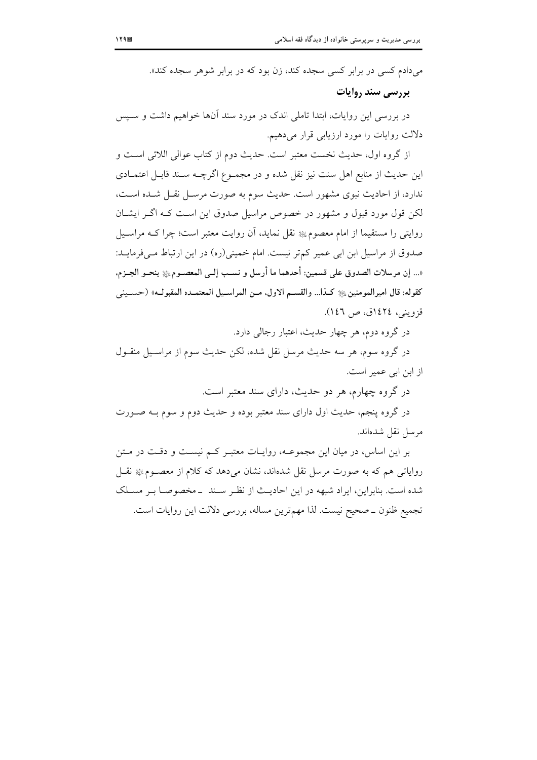می‌دادم کسی در برابر کسی سجده کند، زن بود که در برابر شوهر سجده کند».

### بررسی سند روایات

در بررسی این روایات، ابتدا تاملی اندک در مورد سند آن‌ها خواهیم داشت و سپس دلالت روایات را مورد ارزیابی قرار می‌دهیم.

از گروه اول، حدیث نخست معتبر است. حدیث دوم از کتاب عوالی اللالئی است و این حدیث از منابع اهل سنت نیز نقل شده و در مجموع اگرچه سند قابل اعتمادی ندارد، از احادیث نبوی مشهور است. حدیث سوم به صورت مرسل نقل شده است، لکن قول مورد قبول و مشهور در خصوص مراسیل صدوق این است که اگر ایشان روایتی را مستقیما از امام معصوم ﷺ نقل نماید، آن روایت معتبر است؛ چرا که مراسیل صدوق از مراسیل ابن ابی عمیر کم‌تر نیست. امام خمینی(ره) در این ارتباط می‌فرماید: «... **إن مرسلات الصدوق علی قسمین: أحدهما ما أرسل و نسب إلی المعصوم ﷺ بنحو الجزم، کقوله: قال امیرالمومنین ﷺ کذا... والقسم الاول، من المراسیل المعتمده المقبوله**» (حسینی قزوینی، ١٤٢٤ق، ص ١٤٦).

در گروه دوم، هر چهار حدیث، اعتبار رجالی دارد.

در گروه سوم، هر سه حدیث مرسل نقل شده، لکن حدیث سوم از مراسیل منقول از ابن ابی عمیر است.

در گروه چهارم، هر دو حدیث، دارای سند معتبر است.

در گروه پنجم، حدیث اول دارای سند معتبر بوده و حدیث دوم و سوم به صورت مرسل نقل شده‌اند.

بر این اساس، در میان این مجموعه، روایات معتبر کم نیست و دقت در متن روایاتی هم که به صورت مرسل نقل شده‌اند، نشان می‌دهد که کلام از معصوم ﷺ نقل شده است. بنابراین، ایراد شبهه در این احادیث از نظر سند ــ مخصوصا بر مسلک تجمیع ظنون ــ صحیح نیست. لذا مهم‌ترین مساله، بررسی دلالت این روایات است.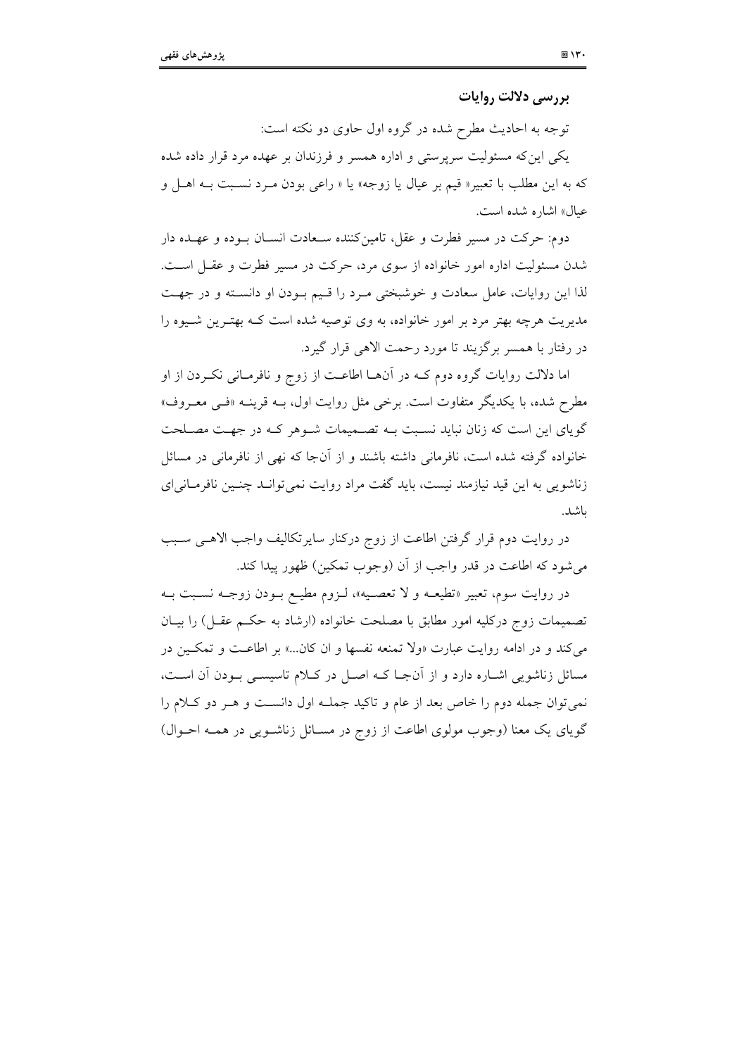### بررسی دلالت روایات

توجه به احادیث مطرح شده در گروه اول حاوی دو نکته است:

یکی این‌که مسئولیت سرپرستی و اداره همسر و فرزندان بر عهده مرد قرار داده شده که به این مطلب با تعبیر« قیم بر عیال یا زوجه» یا « راعی بودن مرد نسبت به اهل و عیال» اشاره شده است.

دوم: حرکت در مسیر فطرت و عقل، تامین‌کننده سعادت انسان بوده و عهده دار شدن مسئولیت اداره امور خانواده از سوی مرد، حرکت در مسیر فطرت و عقل است. لذا این روایات، عامل سعادت و خوشبختی مرد را قیم بودن او دانسته و در جهت مدیریت هرچه بهتر مرد بر امور خانواده، به وی توصیه شده است که بهترین شیوه را در رفتار با همسر برگزیند تا مورد رحمت الاهی قرار گیرد.

اما دلالت روایات گروه دوم که در آن‌ها اطاعت از زوج و نافرمانی نکردن از او مطرح شده، با یکدیگر متفاوت است. برخی مثل روایت اول، به قرینه «فی معروف» گویای این است که زنان نباید نسبت به تصمیمات شوهر که در جهت مصلحت خانواده گرفته شده است، نافرمانی داشته باشند و از آن‌جا که نهی از نافرمانی در مسائل زناشویی به این قید نیازمند نیست، باید گفت مراد روایت نمی‌تواند چنین نافرمانی‌ای باشد.

در روایت دوم قرار گرفتن اطاعت از زوج درکنار سایرتکالیف واجب الاهی سبب می‌شود که اطاعت در قدر واجب از آن (وجوب تمکین) ظهور پیدا کند.

در روایت سوم، تعبیر «تطیعه و لا تعصیه»، لزوم مطیع بودن زوجه نسبت به تصمیمات زوج درکلیه امور مطابق با مصلحت خانواده (ارشاد به حکم عقل) را بیان می‌کند و در ادامه روایت عبارت «ولا تمنعه نفسها و ان کان...» بر اطاعت و تمکین در مسائل زناشویی اشاره دارد و از آن‌جا که اصل در کلام تاسیسی بودن آن است، نمی‌توان جمله دوم را خاص بعد از عام و تاکید جمله اول دانست و هر دو کلام را گویای یک معنا (وجوب مولوی اطاعت از زوج در مسائل زناشویی در همه احوال)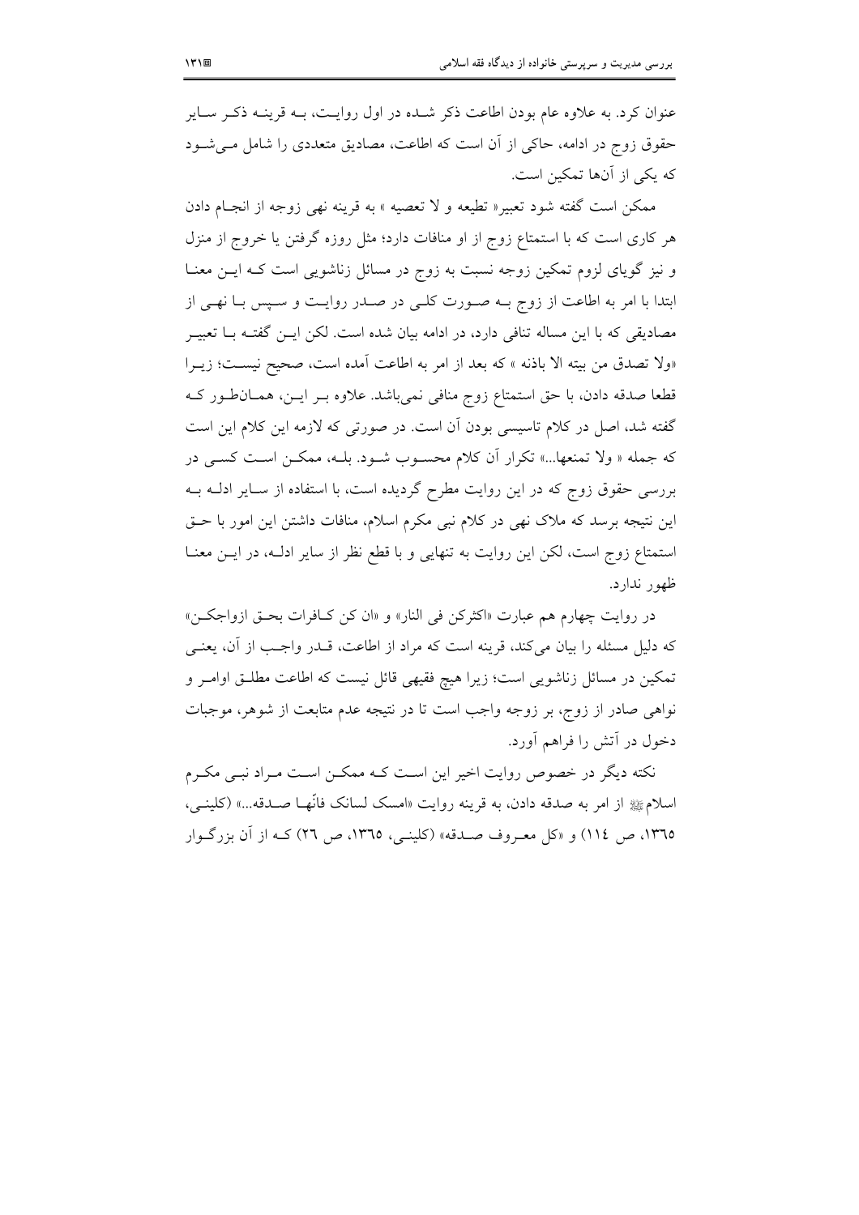عنوان کرد. به علاوه عام بودن اطاعت ذکر شـده در اول روایـت، بـه قرینـه ذکـر سـایر حقوق زوج در ادامه، حاکی از آن است که اطاعت، مصادیق متعددی را شامل مـی‌شـود که یکی از آن‌ها تمکین است.

ممکن است گفته شود تعبیر« تطیعه و لا تعصیه » به قرینه نهی زوجه از انجـام دادن هر کاری است که با استمتاع زوج از او منافات دارد؛ مثل روزه گرفتن یا خروج از منزل و نیز گویای لزوم تمکین زوجه نسبت به زوج در مسائل زناشویی است کـه ایـن معنـا ابتدا با امر به اطاعت از زوج بـه صـورت کلـی در صـدر روایـت و سـپس بـا نهـی از مصادیقی که با این مساله تنافی دارد، در ادامه بیان شده است. لکن ایـن گفتـه بـا تعبیـر «ولا تصدق من بیته الا باذنه » که بعد از امر به اطاعت آمده است، صحیح نیسـت؛ زیـرا قطعا صدقه دادن، با حق استمتاع زوج منافی نمی‌باشد. علاوه بـر ایـن، همـان‌طـور کـه گفته شد، اصل در کلام تاسیسی بودن آن است. در صورتی که لازمه این کلام این است که جمله « ولا تمنعها...» تکرار آن کلام محسـوب شـود. بلـه، ممکـن اسـت کسـی در بررسی حقوق زوج که در این روایت مطرح گردیده است، با استفاده از سـایر ادلـه بـه این نتیجه برسد که ملاک نهی در کلام نبی مکرم اسلام، منافات داشتن این امور با حـق استمتاع زوج است، لکن این روایت به تنهایی و با قطع نظر از سایر ادلـه، در ایـن معنـا ظهور ندارد.

در روایت چهارم هم عبارت «اکثرکن فی النار» و «ان کن کـافرات بحـق ازواجکـن» که دلیل مسئله را بیان می‌کند، قرینه است که مراد از اطاعت، قـدر واجـب از آن، یعنـی تمکین در مسائل زناشویی است؛ زیرا هیچ فقیهی قائل نیست که اطاعت مطلـق اوامـر و نواهی صادر از زوج، بر زوجه واجب است تا در نتیجه عدم متابعت از شوهر، موجبات دخول در آتش را فراهم آورد.

نکته دیگر در خصوص روایت اخیر این اسـت کـه ممکـن اسـت مـراد نبـی مکـرم اسلامﷺ از امر به صدقه دادن، به قرینه روایت «امسک لسانک فانّهـا صـدقه...» (کلینـی، ۱۳٦٥، ص ۱۱٤) و «کل معـروف صـدقه» (کلینـی، ۱۳٦٥، ص ٢٦) کـه از آن بزرگـوار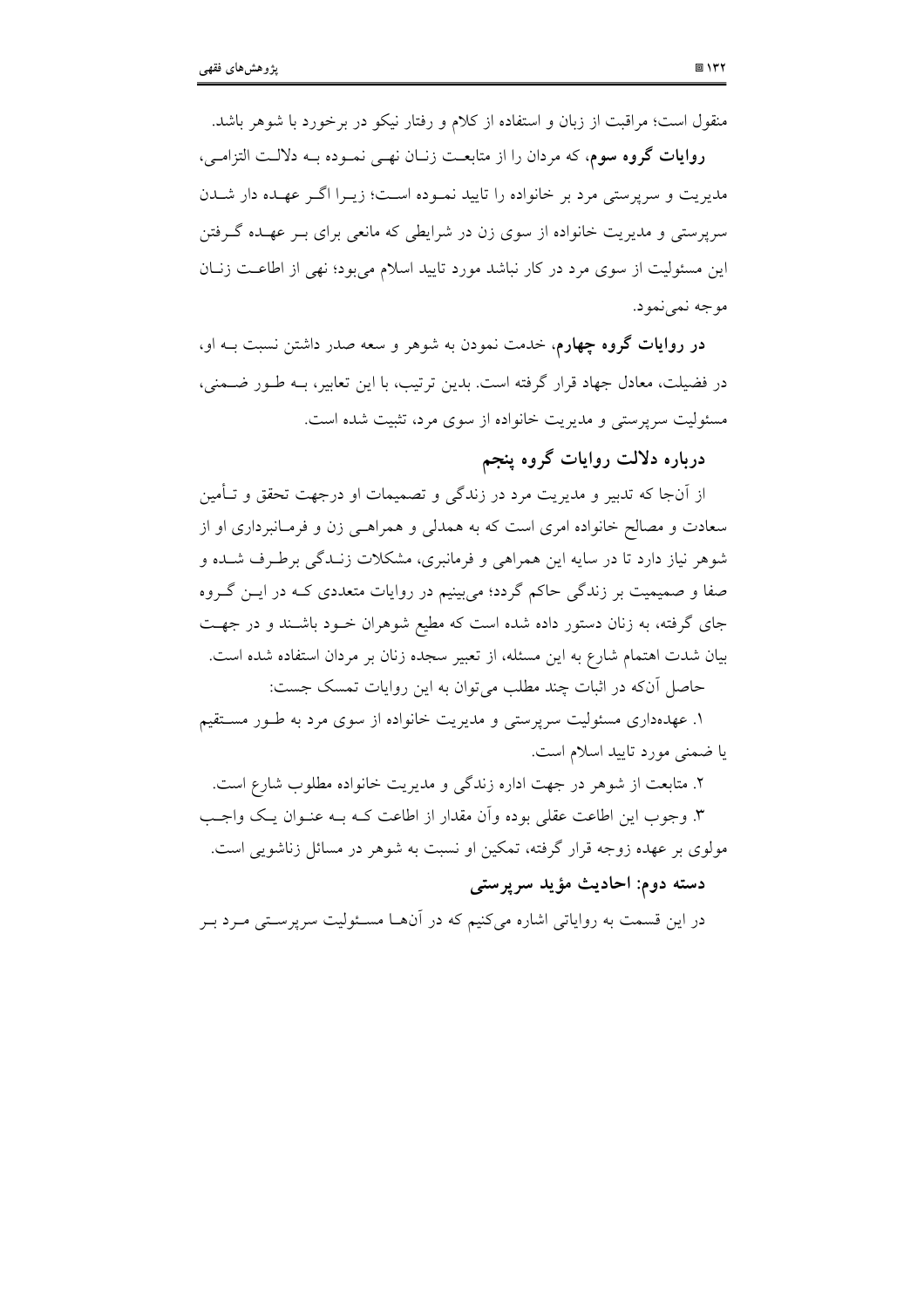منقول است؛ مراقبت از زبان و استفاده از کلام و رفتار نیکو در برخورد با شوهر باشد.

**روایات گروه سوم**، که مردان را از متابعت زنان نهی نموده به دلالت التزامی، مدیریت و سرپرستی مرد بر خانواده را تایید نموده است؛ زیرا اگر عهده دار شدن سرپرستی و مدیریت خانواده از سوی زن در شرایطی که مانعی برای بر عهده گرفتن این مسئولیت از سوی مرد در کار نباشد مورد تایید اسلام می‌بود؛ نهی از اطاعت زنان موجه نمی‌نمود.

**در روایات گروه چهارم**، خدمت نمودن به شوهر و سعه صدر داشتن نسبت به او، در فضیلت، معادل جهاد قرار گرفته است. بدین ترتیب، با این تعابیر، به طور ضمنی، مسئولیت سرپرستی و مدیریت خانواده از سوی مرد، تثبیت شده است.

### درباره دلالت روایات گروه پنجم

از آن‌جا که تدبیر و مدیریت مرد در زندگی و تصمیمات او درجهت تحقق و تأمین سعادت و مصالح خانواده امری است که به همدلی و همراهی زن و فرمانبرداری او از شوهر نیاز دارد تا در سایه این همراهی و فرمانبری، مشکلات زندگی برطرف شده و صفا و صمیمیت بر زندگی حاکم گردد؛ می‌بینیم در روایات متعددی که در این گروه جای گرفته، به زنان دستور داده شده است که مطیع شوهران خود باشند و در جهت بیان شدت اهتمام شارع به این مسئله، از تعبیر سجده زنان بر مردان استفاده شده است.

حاصل آن‌که در اثبات چند مطلب می‌توان به این روایات تمسک جست:

۱. عهده‌داری مسئولیت سرپرستی و مدیریت خانواده از سوی مرد به طور مستقیم یا ضمنی مورد تایید اسلام است.

۲. متابعت از شوهر در جهت اداره زندگی و مدیریت خانواده مطلوب شارع است.

۳. وجوب این اطاعت عقلی بوده وآن مقدار از اطاعت که به عنوان یک واجب مولوی بر عهده زوجه قرار گرفته، تمکین او نسبت به شوهر در مسائل زناشویی است.

### دسته دوم: احادیث مؤید سرپرستی

در این قسمت به روایاتی اشاره می‌کنیم که در آن‌ها مسئولیت سرپرستی مرد بر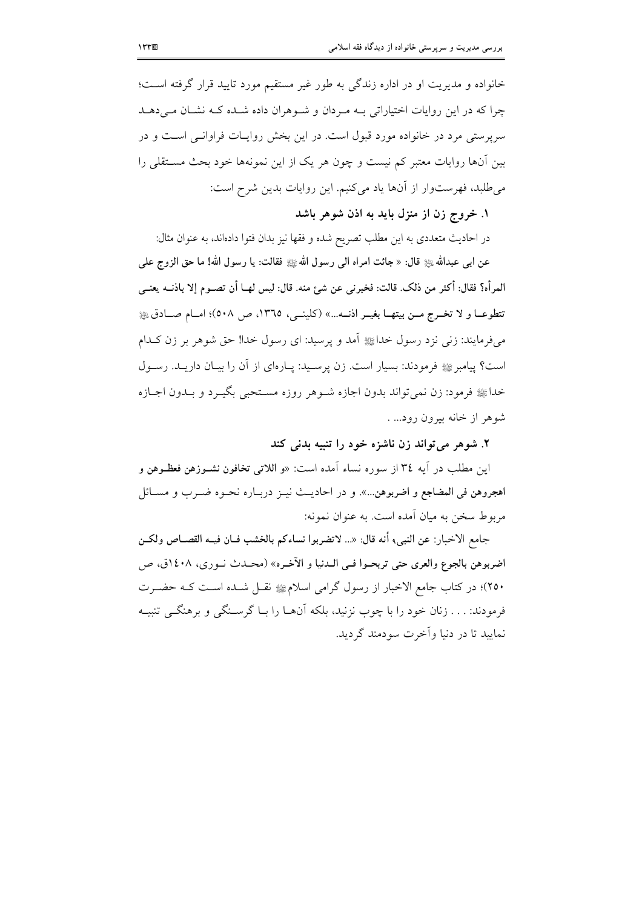خانواده و مدیریت او در اداره زندگی به طور غیر مستقیم مورد تایید قرار گرفته است؛ چرا که در این روایات اختیاراتی بـه مـردان و شـوهران داده شـده کـه نشـان مـی‌دهـد سرپرستی مرد در خانواده مورد قبول است. در این بخش روایـات فراوانـی اسـت و در بین آن‌ها روایات معتبر کم نیست و چون هر یک از این نمونه‌ها خود بحث مسـتقلی را می‌طلبد، فهرست‌وار از آن‌ها یاد می‌کنیم. این روایات بدین شرح است:

**۱. خروج زن از منزل باید به اذن شوهر باشد**

در احادیث متعددی به این مطلب تصریح شده و فقها نیز بدان فتوا داده‌اند، به عنوان مثال:

**عن ابی عبدالله ﷺ قال: « جائت امراه الی رسول الله ﷺ فقالت: یا رسول الله! ما حق الزوج علی المرأه؟ فقال: أکثر من ذلک. قالت: فخبرنی عن شئ منه. قال: لیس لهـا أن تصـوم إلا باذنــه یعنـی تتطوعـا و لا تخـرج مـن بیتهـا بغیـر اذنــه...»** (کلینـی، ۱۳٦٥، ص ٥٠٨)؛ امـام صـادق ﷺ می‌فرمایند: زنی نزد رسول خدا ﷺ آمد و پرسید: ای رسول خدا! حق شوهر بر زن کـدام است؟ پیامبر ﷺ فرمودند: بسیار است. زن پرسـید: پـاره‌ای از آن را بیـان داریـد. رسـول خدا ﷺ فرمود: زن نمی‌تواند بدون اجازه شـوهر روزه مسـتحبی بگیـرد و بـدون اجـازه شوهر از خانه بیرون رود... .

**۲. شوهر می‌تواند زن ناشزه خود را تنبیه بدنی کند**

این مطلب در آیه ۳٤ از سوره نساء آمده است: «**و اللاتی تخافون نشـوزهن فعظـوهن و اهجروهن فی المضاجع و اضربوهن...**». و در احادیـث نیـز دربـاره نحـوه ضـرب و مسـائل مربوط سخن به میان آمده است. به عنوان نمونه:

جامع الاخبار: **عن النبی ﷺ أنه قال: «... لاتضربوا نساءکم بالخشب فـان فیـه القصـاص ولکـن اضربوهن بالجوع والعری حتی تربحـوا فـی الـدنیا و الآخـره»** (محـدث نـوری، ۱٤٠٨ق، ص ۲٥٠)؛ در کتاب جامع الاخبار از رسول گرامی اسلام ﷺ نقـل شـده اسـت کـه حضـرت فرمودند: . . . زنان خود را با چوب نزنید، بلکه آن‌هـا را بـا گرسـنگی و برهنگـی تنبیـه نمایید تا در دنیا وآخرت سودمند گردید.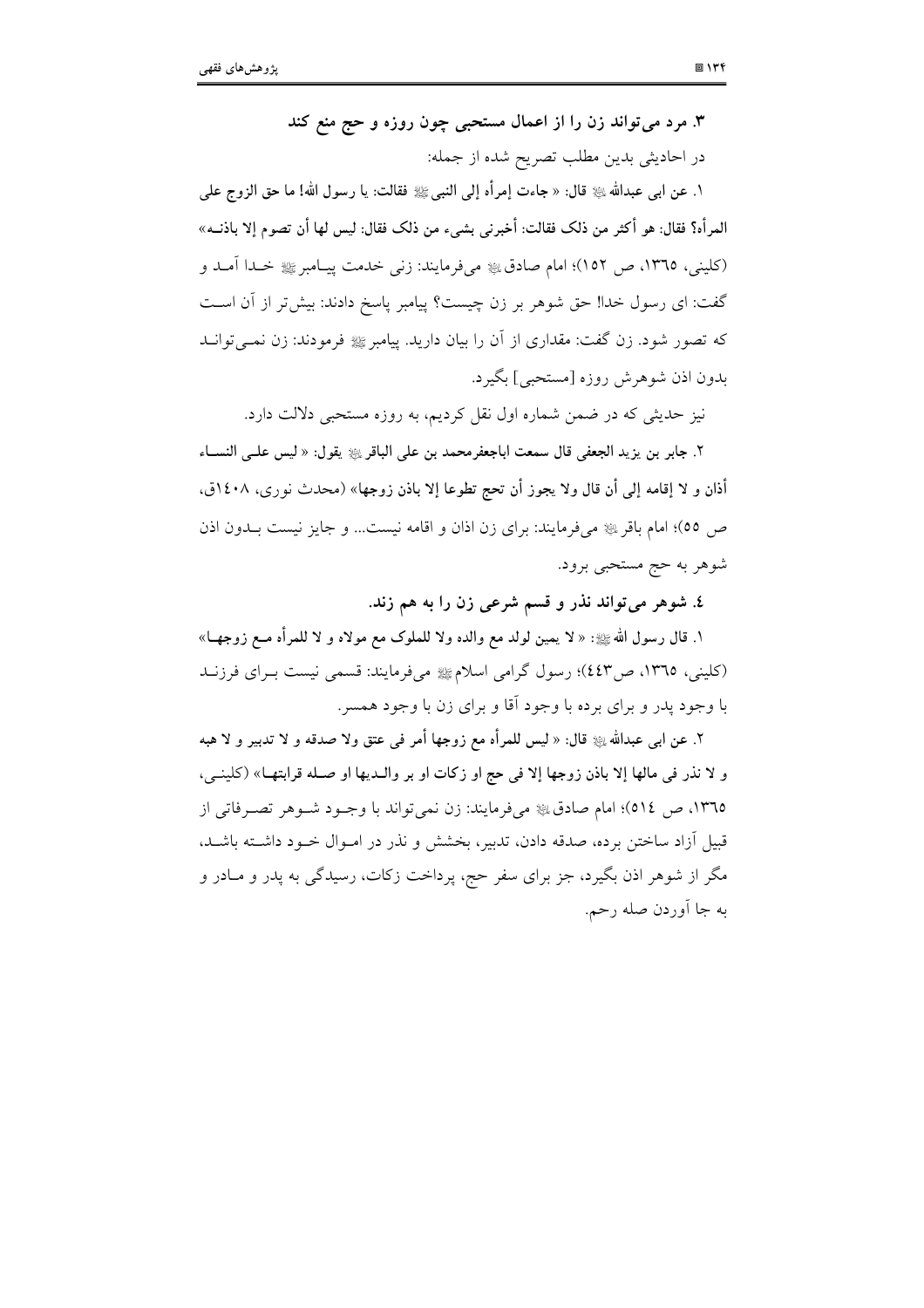**۳. مرد می‌تواند زن را از اعمال مستحبی چون روزه و حج منع کند**

در احادیثی بدین مطلب تصریح شده از جمله:

**۱. عن ابی عبدالله ﷺ قال: « جاءت إمرأه إلی النبی ﷺ فقالت: یا رسول الله! ما حق الزوج علی المرأه؟ فقال: هو أکثر من ذلک فقالت: أخبرنی بشیء من ذلک فقال: لیس لها أن تصوم إلا باذنه»** (کلینی، ۱۳٦٥، ص ۱٥۲)؛ امام صادق ﷺ می‌فرمایند: زنی خدمت پیامبر ﷺ خدا آمد و گفت: ای رسول خدا! حق شوهر بر زن چیست؟ پیامبر پاسخ دادند: بیش‌تر از آن است که تصور شود. زن گفت: مقداری از آن را بیان دارید. پیامبر ﷺ فرمودند: زن نمی‌تواند بدون اذن شوهرش روزه [مستحبی] بگیرد.

نیز حدیثی که در ضمن شماره اول نقل کردیم، به روزه مستحبی دلالت دارد.

**۲. جابر بن یزید الجعفی قال سمعت اباجعفرمحمد بن علی الباقر ﷺ یقول: « لیس علی النساء أذان و لا إقامه إلی أن قال ولا یجوز أن تحج تطوعا إلا باذن زوجها»** (محدث نوری، ۱٤۰۸ق، ص ٥٥)؛ امام باقر ﷺ می‌فرمایند: برای زن اذان و اقامه نیست... و جایز نیست بدون اذن شوهر به حج مستحبی برود.

**٤. شوهر می‌تواند نذر و قسم شرعی زن را به هم زند.**

**۱. قال رسول الله ﷺ: « لا یمین لولد مع والده ولا للملوک مع مولاه و لا للمرأه مع زوجها»** (کلینی، ۱۳٦٥، ص٤٤۳)؛ رسول گرامی اسلام ﷺ می‌فرمایند: قسمی نیست برای فرزند با وجود پدر و برای برده با وجود آقا و برای زن با وجود همسر.

**۲. عن ابی عبدالله ﷺ قال: « لیس للمرأه مع زوجها أمر فی عتق ولا صدقه و لا تدبیر و لا هبه و لا نذر فی مالها إلا باذن زوجها إلا فی حج او زکات او بر والدیها او صله قرابتها»** (کلینی، ۱۳٦٥، ص ٥۱٤)؛ امام صادق ﷺ می‌فرمایند: زن نمی‌تواند با وجود شوهر تصرفاتی از قبیل آزاد ساختن برده، صدقه دادن، تدبیر، بخشش و نذر در اموال خود داشته باشد، مگر از شوهر اذن بگیرد، جز برای سفر حج، پرداخت زکات، رسیدگی به پدر و مادر و به جا آوردن صله رحم.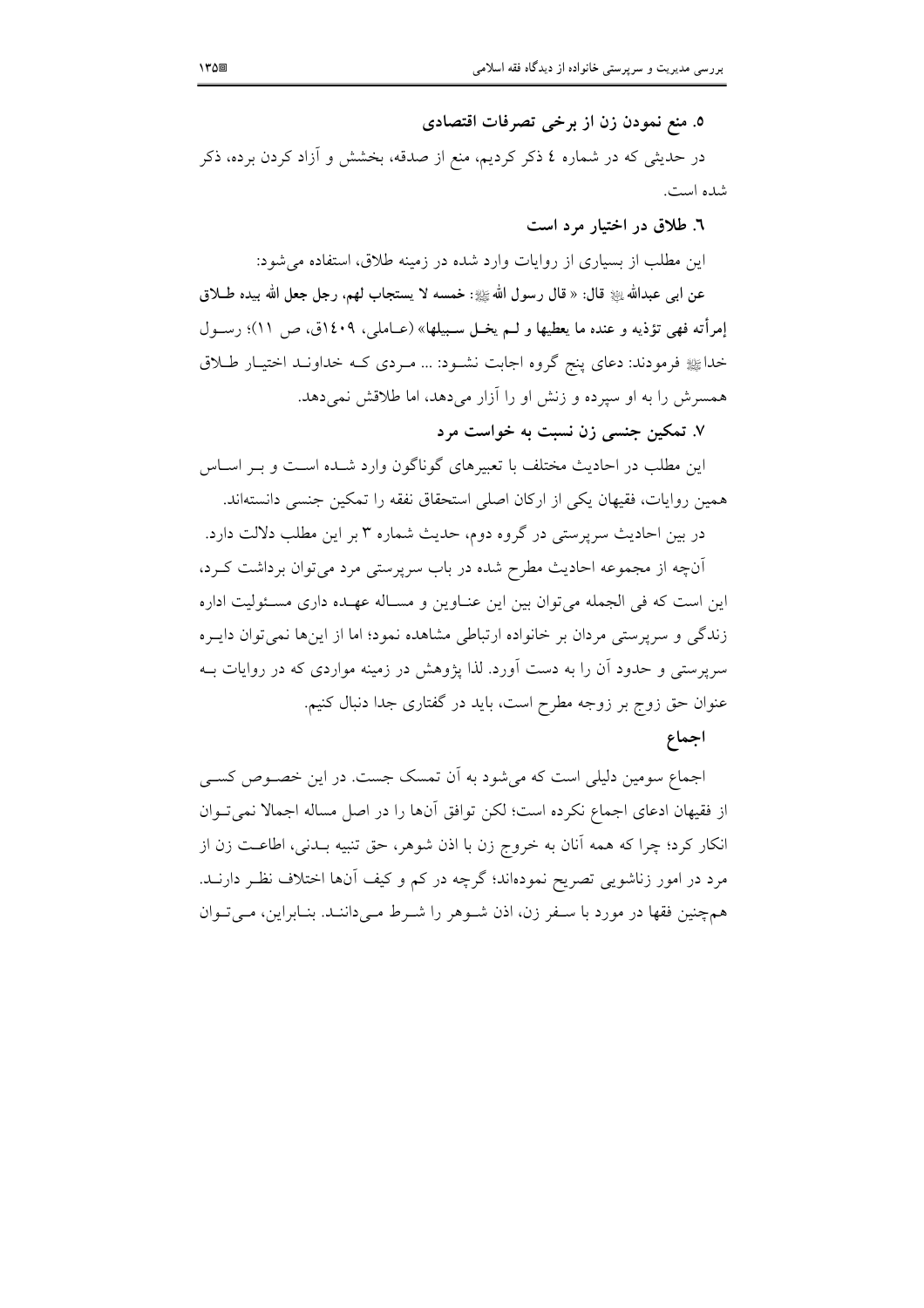**۵. منع نمودن زن از برخی تصرفات اقتصادی**

در حدیثی که در شماره ٤ ذکر کردیم، منع از صدقه، بخشش و آزاد کردن برده، ذکر شده است.

**٦. طلاق در اختیار مرد است**

این مطلب از بسیاری از روایات وارد شده در زمینه طلاق، استفاده می‌شود:

**عن ابی عبدالله ﷺ قال: « قال رسول الله ﷺ: خمسه لا یستجاب لهم، رجل جعل الله بیده طلاق إمرأته فهی تؤذیه و عنده ما یعطیها و لم یخل سبیلها»** (عاملی، ١٤٠٩ق، ص ١١)؛ رسول خدا ﷺ فرمودند: دعای پنج گروه اجابت نشود: ... مردی که خداوند اختیار طلاق همسرش را به او سپرده و زنش او را آزار می‌دهد، اما طلاقش نمی‌دهد.

**٧. تمکین جنسی زن نسبت به خواست مرد**

این مطلب در احادیث مختلف با تعبیرهای گوناگون وارد شده است و بر اساس همین روایات، فقیهان یکی از ارکان اصلی استحقاق نفقه را تمکین جنسی دانسته‌اند.

در بین احادیث سرپرستی در گروه دوم، حدیث شماره ۳ بر این مطلب دلالت دارد.

آن‌چه از مجموعه احادیث مطرح شده در باب سرپرستی مرد می‌توان برداشت کرد، این است که فی الجمله می‌توان بین این عناوین و مساله عهده داری مسئولیت اداره زندگی و سرپرستی مردان بر خانواده ارتباطی مشاهده نمود؛ اما از این‌ها نمی‌توان دایره سرپرستی و حدود آن را به دست آورد. لذا پژوهش در زمینه مواردی که در روایات به عنوان حق زوج بر زوجه مطرح است، باید در گفتاری جدا دنبال کنیم.

### اجماع

اجماع سومین دلیلی است که می‌شود به آن تمسک جست. در این خصوص کسی از فقیهان ادعای اجماع نکرده است؛ لکن توافق آن‌ها را در اصل مساله اجمالا نمی‌توان انکار کرد؛ چرا که همه آنان به خروج زن با اذن شوهر، حق تنبیه بدنی، اطاعت زن از مرد در امور زناشویی تصریح نموده‌اند؛ گرچه در کم و کیف آن‌ها اختلاف نظر دارند. همچنین فقها در مورد با سفر زن، اذن شوهر را شرط می‌دانند. بنابراین، می‌توان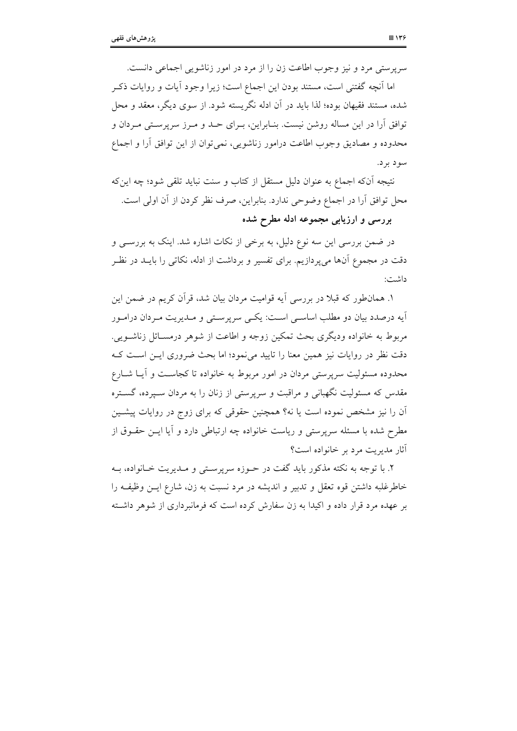سرپرستی مرد و نیز وجوب اطاعت زن را از مرد در امور زناشویی اجماعی دانست.

اما آنچه گفتنی است، مستند بودن این اجماع است؛ زیرا وجود آیات و روایات ذکر شده، مستند فقیهان بوده؛ لذا باید در آن ادله نگریسته شود. از سوی دیگر، معقد و محل توافق آرا در این مساله روشن نیست. بنابراین، برای حد و مرز سرپرستی مردان و محدوده و مصادیق وجوب اطاعت درامور زناشویی، نمی‌توان از این توافق آرا و اجماع سود برد.

نتیجه آن‌که اجماع به عنوان دلیل مستقل از کتاب و سنت نباید تلقی شود؛ چه این‌که محل توافق آرا در اجماع وضوحی ندارد. بنابراین، صرف نظر کردن از آن اولی است.

**بررسی و ارزیابی مجموعه ادله مطرح شده**

در ضمن بررسی این سه نوع دلیل، به برخی از نکات اشاره شد. اینک به بررسی و دقت در مجموع آن‌ها می‌پردازیم. برای تفسیر و برداشت از ادله، نکاتی را باید در نظر داشت:

۱. همان‌طور که قبلا در بررسی آیه قوامیت مردان بیان شد، قرآن کریم در ضمن این آیه درصدد بیان دو مطلب اساسی است: یکی سرپرستی و مدیریت مردان درامور مربوط به خانواده ودیگری بحث تمکین زوجه و اطاعت از شوهر درمسائل زناشویی. دقت نظر در روایات نیز همین معنا را تایید می‌نمود؛ اما بحث ضروری این است که محدوده مسئولیت سرپرستی مردان در امور مربوط به خانواده تا کجاست و آیا شارع مقدس که مسئولیت نگهبانی و مراقبت و سرپرستی از زنان را به مردان سپرده، گستره آن را نیز مشخص نموده است یا نه؟ همچنین حقوقی که برای زوج در روایات پیشین مطرح شده با مسئله سرپرستی و ریاست خانواده چه ارتباطی دارد و آیا این حقوق از آثار مدیریت مرد بر خانواده است؟

۲. با توجه به نکته مذکور باید گفت در حوزه سرپرستی و مدیریت خانواده، به خاطرغلبه داشتن قوه تعقل و تدبیر و اندیشه در مرد نسبت به زن، شارع این وظیفه را بر عهده مرد قرار داده و اکیدا به زن سفارش کرده است که فرمانبرداری از شوهر داشته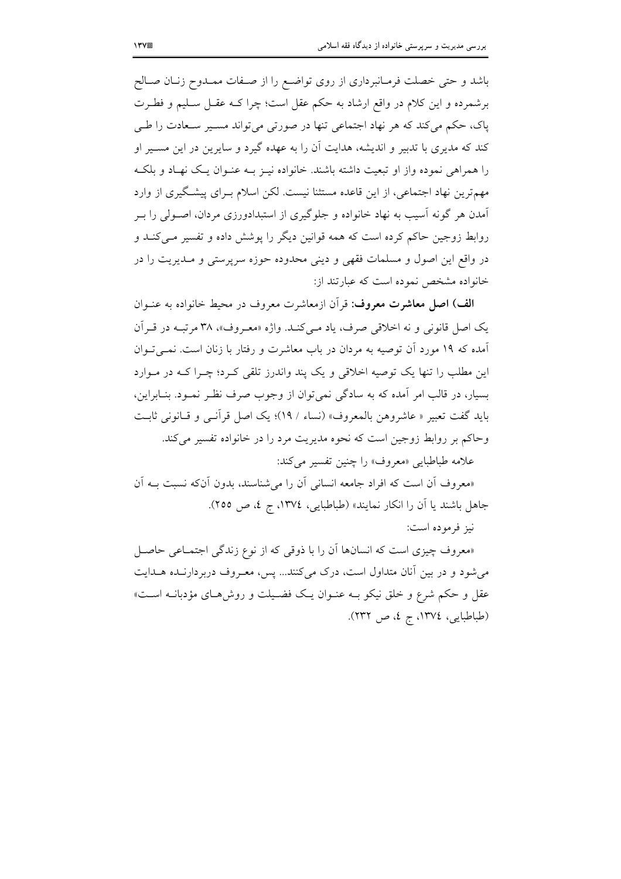باشد و حتی خصلت فرمانبرداری از روی تواضع را از صفات ممدوح زنان صالح برشمرده و این کلام در واقع ارشاد به حکم عقل است؛ چرا که عقل سلیم و فطرت پاک، حکم می‌کند که هر نهاد اجتماعی تنها در صورتی می‌تواند مسیر سعادت را طی کند که مدیری با تدبیر و اندیشه، هدایت آن را به عهده گیرد و سایرین در این مسیر او را همراهی نموده واز او تبعیت داشته باشند. خانواده نیز به عنوان یک نهاد و بلکه مهم‌ترین نهاد اجتماعی، از این قاعده مستثنا نیست. لکن اسلام برای پیشگیری از وارد آمدن هر گونه آسیب به نهاد خانواده و جلوگیری از استبدادورزی مردان، اصولی را بر روابط زوجین حاکم کرده است که همه قوانین دیگر را پوشش داده و تفسیر می‌کند و در واقع این اصول و مسلمات فقهی و دینی محدوده حوزه سرپرستی و مدیریت را در خانواده مشخص نموده است که عبارتند از:

**الف) اصل معاشرت معروف:** قرآن ازمعاشرت معروف در محیط خانواده به عنوان یک اصل قانونی و نه اخلاقی صرف، یاد می‌کند. واژه «معروف»، ۳۸ مرتبه در قرآن آمده که ۱۹ مورد آن توصیه به مردان در باب معاشرت و رفتار با زنان است. نمی‌توان این مطلب را تنها یک توصیه اخلاقی و یک پند واندرز تلقی کرد؛ چرا که در موارد بسیار، در قالب امر آمده که به سادگی نمی‌توان از وجوب صرف نظر نمود. بنابراین، باید گفت تعبیر « عاشروهن بالمعروف» (نساء / ۱۹)؛ یک اصل قرآنی و قانونی ثابت وحاکم بر روابط زوجین است که نحوه مدیریت مرد را در خانواده تفسیر می‌کند.

علامه طباطبایی «معروف» را چنین تفسیر می‌کند:

«معروف آن است که افراد جامعه انسانی آن را می‌شناسند، بدون آن‌که نسبت به آن جاهل باشند یا آن را انکار نمایند» (طباطبایی، ۱۳۷٤، ج ٤، ص ۲۵۵).

نیز فرموده است:

«معروف چیزی است که انسان‌ها آن را با ذوقی که از نوع زندگی اجتماعی حاصل می‌شود و در بین آنان متداول است، درک می‌کنند... پس، معروف دربردارنده هدایت عقل و حکم شرع و خلق نیکو به عنوان یک فضیلت و روش‌های مؤدبانه است» (طباطبایی، ۱۳۷٤، ج ٤، ص ۲۳۲).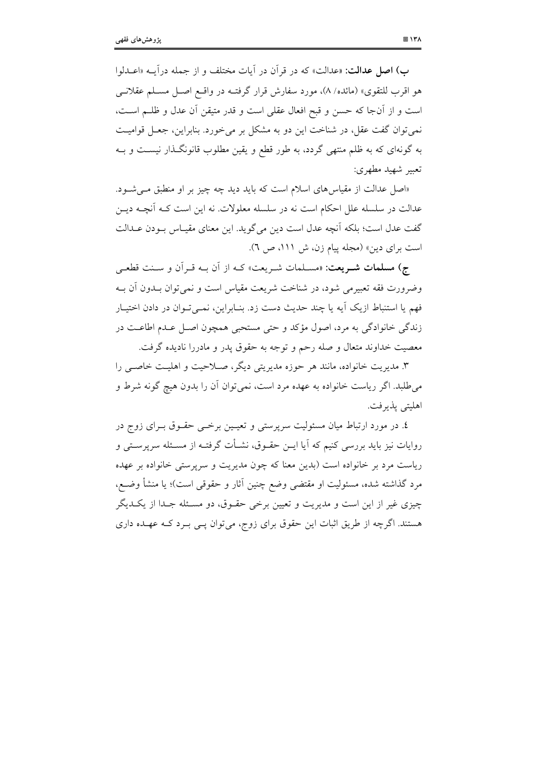**ب) اصل عدالت:** «عدالت» که در قرآن در آیات مختلف و از جمله درآیـه «اعـدلوا هو اقرب للتقوی» (مائده/ ۸)، مورد سفارش قرار گرفتـه در واقـع اصـل مسـلم عقلانـی است و از آن‌جا که حسن و قبح افعال عقلی است و قدر متیقن آن عدل و ظلـم اسـت، نمی‌توان گفت عقل، در شناخت این دو به مشکل بر می‌خورد. بنابراین، جعـل قوامیـت به گونه‌ای که به ظلم منتهی گردد، به طور قطع و یقین مطلوب قانونگـذار نیسـت و بـه تعبیر شهید مطهری:

«اصل عدالت از مقیاس‌های اسلام است که باید دید چه چیز بر او منطبق مـی‌شـود. عدالت در سلسله علل احکام است نه در سلسله معلولات. نه این است کـه آنچـه دیـن گفت عدل است؛ بلکه آنچه عدل است دین می‌گوید. این معنای مقیـاس بـودن عـدالت است برای دین» (مجله پیام زن، ش ۱۱۱، ص ٦).

**ج) مسلمات شـریعت:** «مسـلمات شـریعت» کـه از آن بـه قـرآن و سـنت قطعـی وضرورت فقه تعبیرمی شود، در شناخت شریعت مقیاس است و نمی‌توان بـدون آن بـه فهم یا استنباط ازیک آیه یا چند حدیث دست زد. بنـابراین، نمـی‌تـوان در دادن اختیـار زندگی خانوادگی به مرد، اصول مؤکد و حتی مستحبی همچون اصـل عـدم اطاعـت در معصیت خداوند متعال و صله رحم و توجه به حقوق پدر و مادررا نادیده گرفت.

۳. مدیریت خانواده، مانند هر حوزه مدیریتی دیگر، صـلاحیت و اهلیـت خاصـی را می‌طلبد. اگر ریاست خانواده به عهده مرد است، نمی‌توان آن را بدون هیچ گونه شرط و اهلیتی پذیرفت.

٤. در مورد ارتباط میان مسئولیت سرپرستی و تعیـین برخـی حقـوق بـرای زوج در روایات نیز باید بررسی کنیم که آیا ایـن حقـوق، نشـأت گرفتـه از مسـئله سرپرسـتی و ریاست مرد بر خانواده است (بدین معنا که چون مدیریت و سرپرستی خانواده بر عهده مرد گذاشته شده، مسئولیت او مقتضی وضع چنین آثار و حقوقی است)؛ یا منشأ وضـع، چیزی غیر از این است و مدیریت و تعیین برخی حقـوق، دو مسـئله جـدا از یکـدیگر هستند. اگرچه از طریق اثبات این حقوق برای زوج، می‌توان پـی بـرد کـه عهـده داری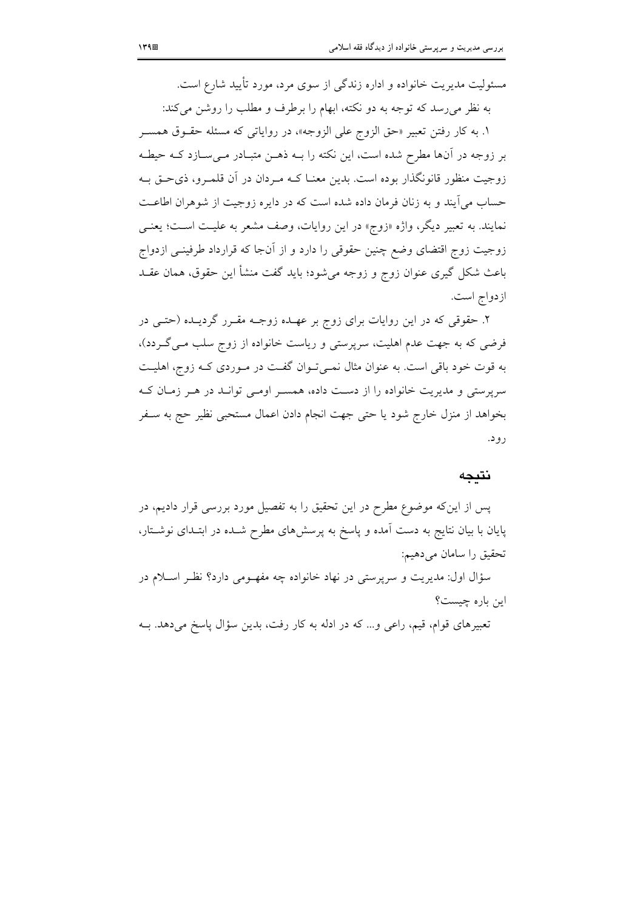مسئولیت مدیریت خانواده و اداره زندگی از سوی مرد، مورد تأیید شارع است.

به نظر می‌رسد که توجه به دو نکته، ابهام را برطرف و مطلب را روشن می‌کند:

۱. به کار رفتن تعبیر «حق الزوج علی الزوجه»، در روایاتی که مسئله حقوق همسر بر زوجه در آن‌ها مطرح شده است، این نکته را به ذهن متبادر می‌سازد که حیطه زوجیت منظور قانونگذار بوده است. بدین معنا که مردان در آن قلمرو، ذی‌حق به حساب می‌آیند و به زنان فرمان داده شده است که در دایره زوجیت از شوهران اطاعت نمایند. به تعبیر دیگر، واژه «زوج» در این روایات، وصف مشعر به علیت است؛ یعنی زوجیت زوج اقتضای وضع چنین حقوقی را دارد و از آن‌جا که قرارداد طرفینی ازدواج باعث شکل گیری عنوان زوج و زوجه می‌شود؛ باید گفت منشأ این حقوق، همان عقد ازدواج است.

۲. حقوقی که در این روایات برای زوج بر عهده زوجه مقرر گردیده (حتی در فرضی که به جهت عدم اهلیت، سرپرستی و ریاست خانواده از زوج سلب می‌گردد)، به قوت خود باقی است. به عنوان مثال نمی‌توان گفت در موردی که زوج، اهلیت سرپرستی و مدیریت خانواده را از دست داده، همسر اومی تواند در هر زمان که بخواهد از منزل خارج شود یا حتی جهت انجام دادن اعمال مستحبی نظیر حج به سفر رود.

## نتیجه

پس از این‌که موضوع مطرح در این تحقیق را به تفصیل مورد بررسی قرار دادیم، در پایان با بیان نتایج به دست آمده و پاسخ به پرسش‌های مطرح شده در ابتدای نوشتار، تحقیق را سامان می‌دهیم:

سؤال اول: مدیریت و سرپرستی در نهاد خانواده چه مفهومی دارد؟ نظر اسلام در این باره چیست؟

تعبیرهای قوام، قیم، راعی و... که در ادله به کار رفت، بدین سؤال پاسخ می‌دهد. به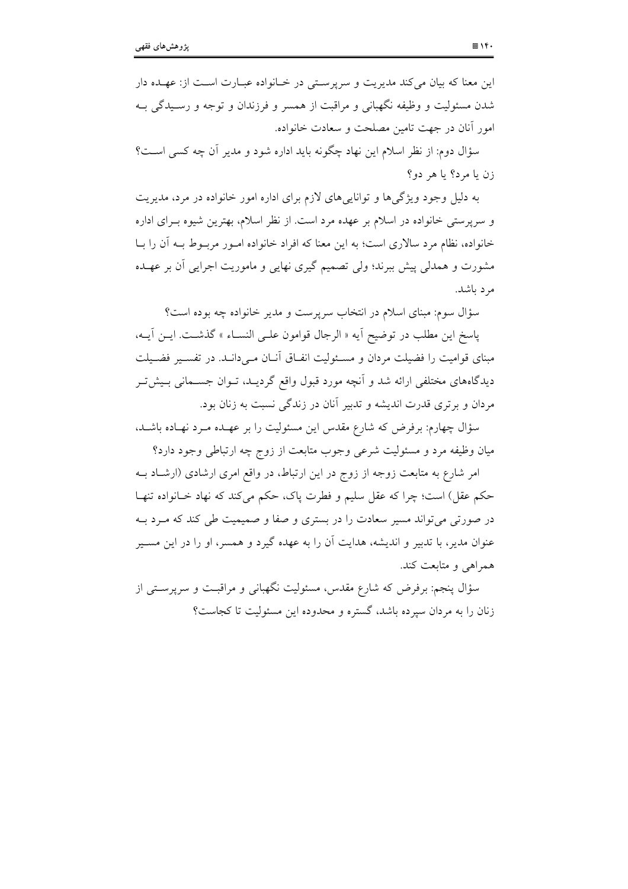این معنا که بیان می‌کند مدیریت و سرپرستی در خانواده عبارت است از: عهده دار شدن مسئولیت و وظیفه نگهبانی و مراقبت از همسر و فرزندان و توجه و رسیدگی به امور آنان در جهت تامین مصلحت و سعادت خانواده.

سؤال دوم: از نظر اسلام این نهاد چگونه باید اداره شود و مدیر آن چه کسی است؟ زن یا مرد؟ یا هر دو؟

به دلیل وجود ویژگی‌ها و توانایی‌های لازم برای اداره امور خانواده در مرد، مدیریت و سرپرستی خانواده در اسلام بر عهده مرد است. از نظر اسلام، بهترین شیوه برای اداره خانواده، نظام مرد سالاری است؛ به این معنا که افراد خانواده امور مربوط به آن را با مشورت و همدلی پیش ببرند؛ ولی تصمیم گیری نهایی و ماموریت اجرایی آن بر عهده مرد باشد.

سؤال سوم: مبنای اسلام در انتخاب سرپرست و مدیر خانواده چه بوده است؟

پاسخ این مطلب در توضیح آیه « الرجال قوامون علی النساء » گذشت. این آیه، مبنای قوامیت را فضیلت مردان و مسئولیت انفاق آنان می‌داند. در تفسیر فضیلت دیدگاه‌های مختلفی ارائه شد و آنچه مورد قبول واقع گردید، توان جسمانی بیش‌تر مردان و برتری قدرت اندیشه و تدبیر آنان در زندگی نسبت به زنان بود.

سؤال چهارم: برفرض که شارع مقدس این مسئولیت را بر عهده مرد نهاده باشد، میان وظیفه مرد و مسئولیت شرعی وجوب متابعت از زوج چه ارتباطی وجود دارد؟

امر شارع به متابعت زوجه از زوج در این ارتباط، در واقع امری ارشادی (ارشاد به حکم عقل) است؛ چرا که عقل سلیم و فطرت پاک، حکم می‌کند که نهاد خانواده تنها در صورتی می‌تواند مسیر سعادت را در بستری و صفا و صمیمیت طی کند که مرد به عنوان مدیر، با تدبیر و اندیشه، هدایت آن را به عهده گیرد و همسر، او را در این مسیر همراهی و متابعت کند.

سؤال پنجم: برفرض که شارع مقدس، مسئولیت نگهبانی و مراقبت و سرپرستی از زنان را به مردان سپرده باشد، گستره و محدوده این مسئولیت تا کجاست؟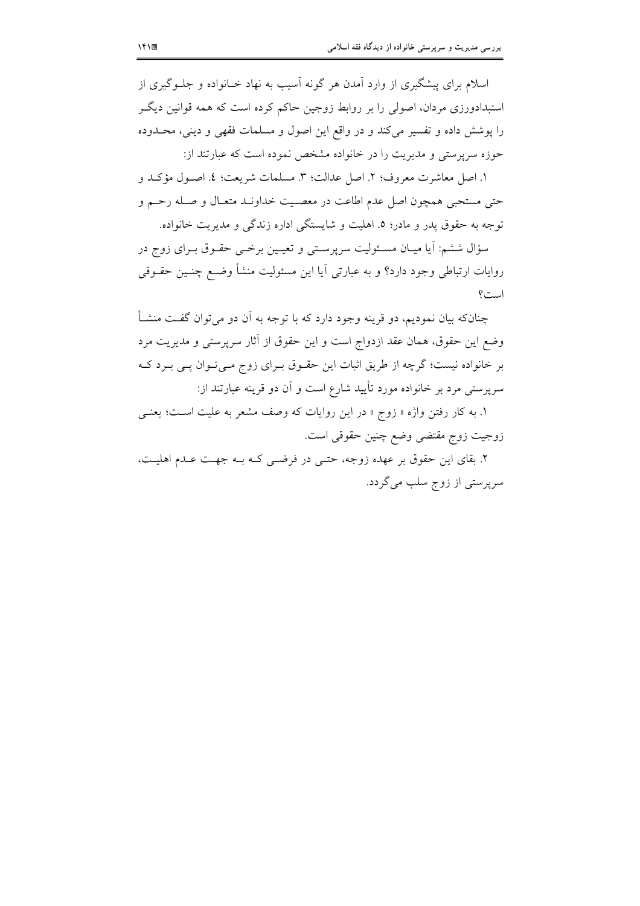اسلام برای پیشگیری از وارد آمدن هر گونه آسیب به نهاد خـانواده و جلـوگیری از استبدادورزی مردان، اصولی را بر روابط زوجین حاکم کرده است که همه قوانین دیگـر را پوشش داده و تفسیر می‌کند و در واقع این اصول و مسلمات فقهی و دینی، محـدوده حوزه سرپرستی و مدیریت را در خانواده مشخص نموده است که عبارتند از:

۱. اصل معاشرت معروف؛ ۲. اصل عدالت؛ ۳. مسلمات شریعت؛ ٤. اصـول مؤکـد و حتی مستحبی همچون اصل عدم اطاعت در معصـیت خداونـد متعـال و صـله رحـم و توجه به حقوق پدر و مادر؛ ۵. اهلیت و شایستگی اداره زندگی و مدیریت خانواده.

سؤال ششم: آیا میـان مسـئولیت سرپرسـتی و تعیـین برخـی حقـوق بـرای زوج در روایات ارتباطی وجود دارد؟ و به عبارتی آیا این مسئولیت منشأ وضـع چنـین حقـوقی است؟

چنان‌که بیان نمودیم، دو قرینه وجود دارد که با توجه به آن دو می‌توان گفـت منشـأ وضع این حقوق، همان عقد ازدواج است و این حقوق از آثار سرپرستی و مدیریت مرد بر خانواده نیست؛ گرچه از طریق اثبات این حقـوق بـرای زوج مـی‌تـوان پـی بـرد کـه سرپرستی مرد بر خانواده مورد تأیید شارع است و آن دو قرینه عبارتند از:

۱. به کار رفتن واژه « زوج » در این روایات که وصف مشعر به علیت اسـت؛ یعنـی زوجیت زوج مقتضی وضع چنین حقوقی است.

۲. بقای این حقوق بر عهده زوجه، حتـی در فرضـی کـه بـه جهـت عـدم اهلیـت، سرپرستی از زوج سلب می‌گردد.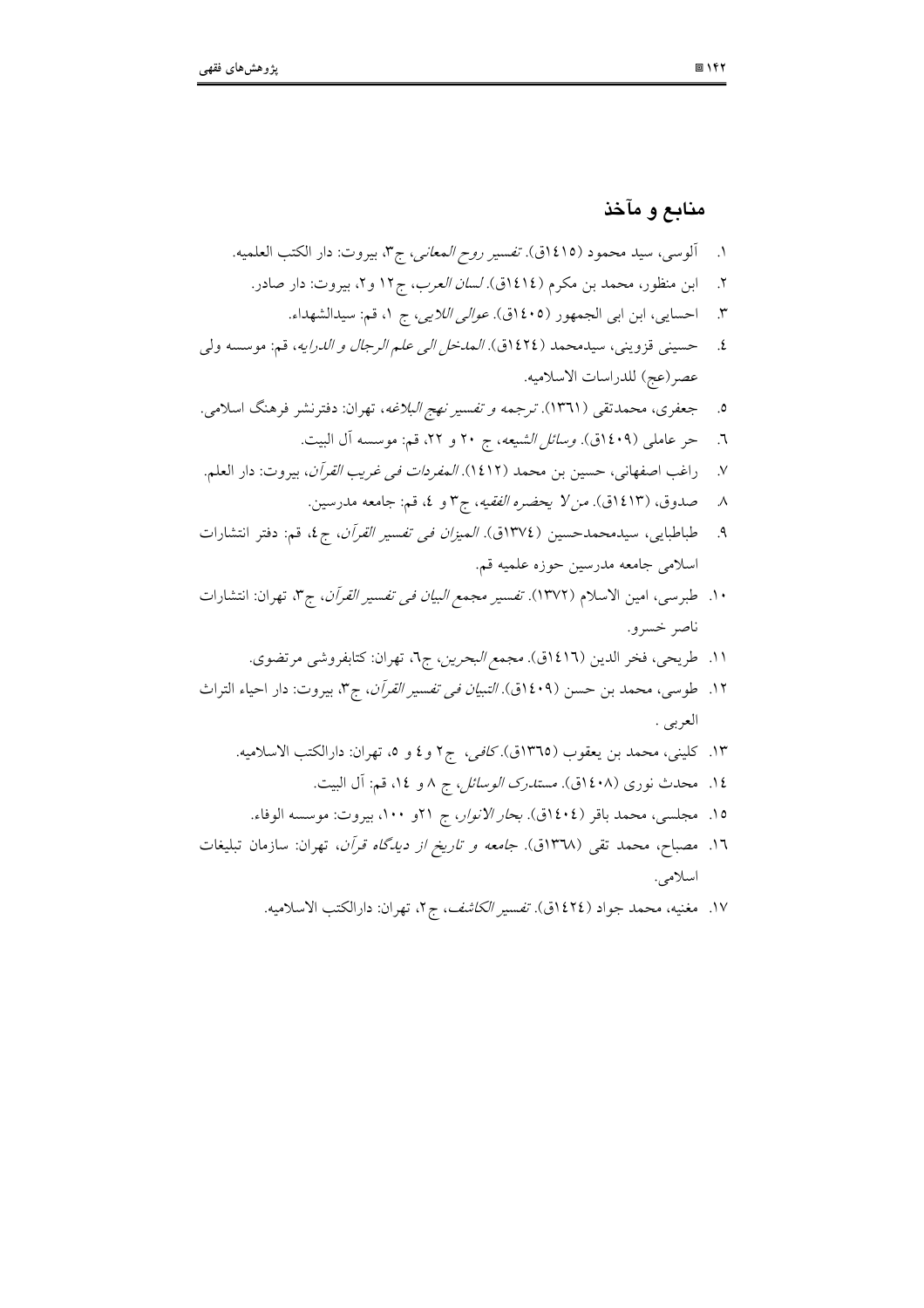## منابع و مآخذ

۱. آلوسی، سید محمود (۱۴۱۵ق). *تفسیر روح المعانی*، ج۳، بیروت: دار الکتب العلمیه.

۲. ابن منظور، محمد بن مکرم (۱۴۱۴ق). *لسان العرب*، ج۱۲ و۲، بیروت: دار صادر.

۳. احسایی، ابن ابی الجمهور (۱۴۰۵ق). *عوالی اللآلی*، ج ۱، قم: سیدالشهداء.

۴. حسینی قزوینی، سیدمحمد (۱۴۲۴ق). *المدخل الی علم الرجال و الدرایه*، قم: موسسه ولی عصر(عج) للدراسات الاسلامیه.

۵. جعفری، محمدتقی (۱۳۶۱). *ترجمه و تفسیر نهج البلاغه*، تهران: دفترنشر فرهنگ اسلامی.

۶. حر عاملی (۱۴۰۹ق). *وسائل الشیعه*، ج ۲۰ و ۲۲، قم: موسسه آل البیت.

۷. راغب اصفهانی، حسین بن محمد (۱۴۱۲). *المفردات فی غریب القرآن*، بیروت: دار العلم.

۸. صدوق، (۱۴۱۳ق). *من لا یحضره الفقیه*، ج۳ و ۴، قم: جامعه مدرسین.

۹. طباطبایی، سیدمحمدحسین (۱۳۷۴ق). *المیزان فی تفسیر القرآن*، ج ۴، قم: دفتر انتشارات اسلامی جامعه مدرسین حوزه علمیه قم.

۱۰. طبرسی، امین الاسلام (۱۳۷۲). *تفسیر مجمع البیان فی تفسیر القرآن*، ج۳، تهران: انتشارات ناصر خسرو.

۱۱. طریحی، فخر الدین (۱۴۱۶ق). *مجمع البحرین*، ج۶، تهران: کتابفروشی مرتضوی.

۱۲. طوسی، محمد بن حسن (۱۴۰۹ق). *التبیان فی تفسیر القرآن*، ج۳، بیروت: دار احیاء التراث العربی .

۱۳. کلینی، محمد بن یعقوب (۱۳۶۵ق). *کافی*، ج۲ و ۴ و ۵، تهران: دارالکتب الاسلامیه.

۱۴. محدث نوری (۱۴۰۸ق). *مستدرک الوسائل*، ج ۸ و ۱۴، قم: آل البیت.

۱۵. مجلسی، محمد باقر (۱۴۰۴ق). *بحار الانوار*، ج ۲۱و ۱۰۰، بیروت: موسسه الوفاء.

۱۶. مصباح، محمد تقی (۱۳۶۸ق). *جامعه و تاریخ از دیدگاه قرآن*، تهران: سازمان تبلیغات اسلامی.

۱۷. مغنیه، محمد جواد (۱۴۲۴ق). *تفسیر الکاشف*، ج۲، تهران: دارالکتب الاسلامیه.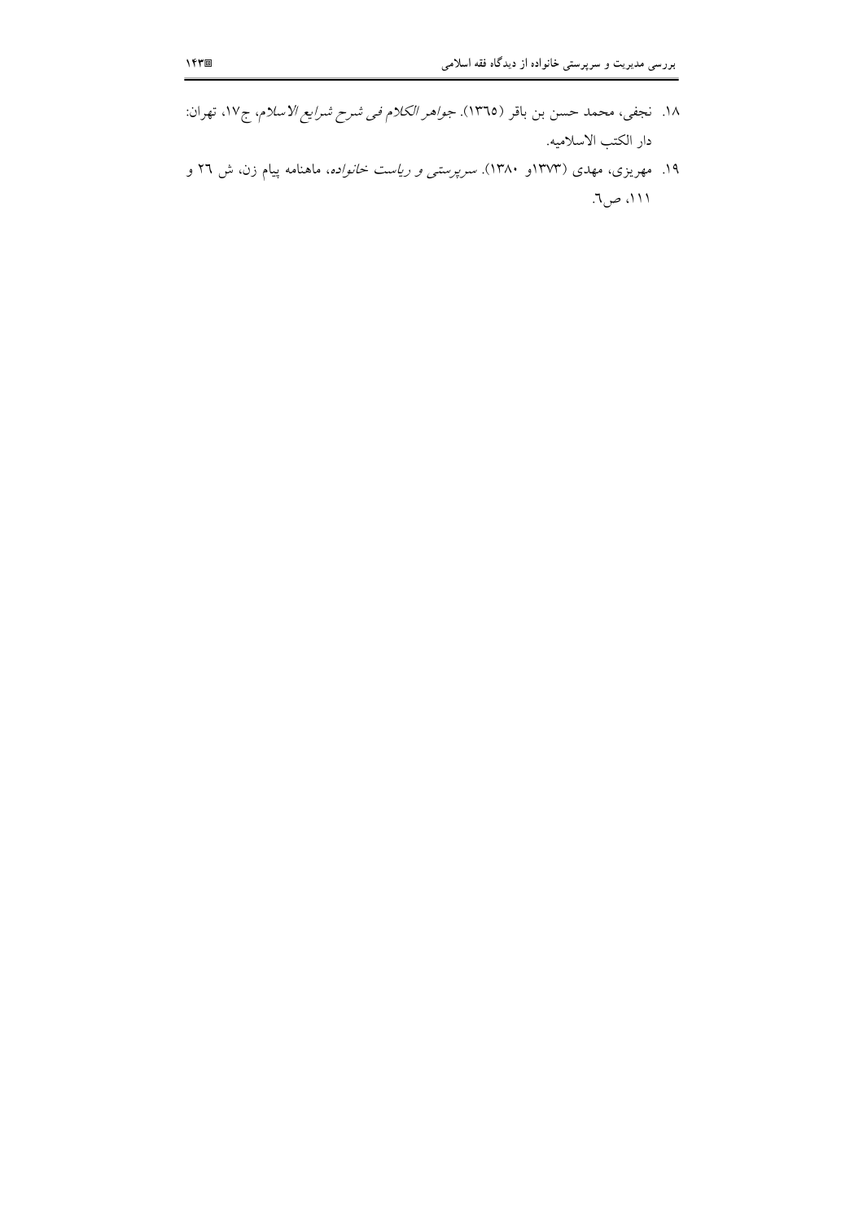۱۸. نجفی، محمد حسن بن باقر (۱۳٦۵). *جواهر الکلام فی شرح شرایع الاسلام*، ج۱۷، تهران: دار الکتب الاسلامیه.

۱۹. مهریزی، مهدی (۱۳۷۳و ۱۳۸۰). *سرپرستی و ریاست خانواده*، ماهنامه پیام زن، ش ۲٦ و ۱۱۱، ص٦.